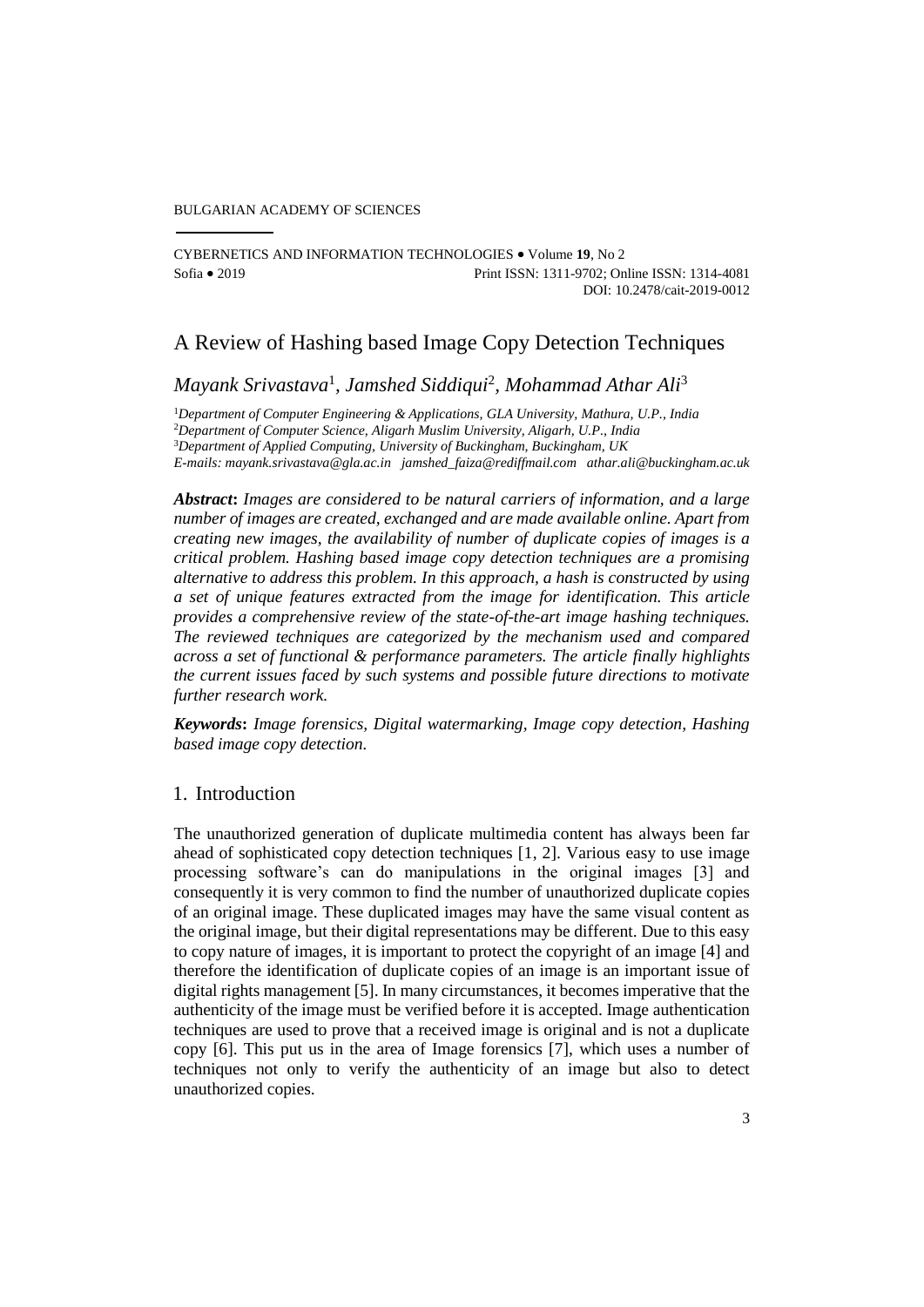BULGARIAN ACADEMY OF SCIENCES

CYBERNETICS AND INFORMATION TECHNOLOGIES • Volume **19**, No 2
Sofia • 2019 Print ISSN: 1311-9702; Online ISSN: 1314-4081
DOI: 10.2478/cait-2019-0012

# A Review of Hashing based Image Copy Detection Techniques

*Mayank Srivastava*[1], *Jamshed Siddiqui*[2], *Mohammad Athar Ali*[3]

[1]*Department of Computer Engineering & Applications, GLA University, Mathura, U.P., India*
[2]*Department of Computer Science, Aligarh Muslim University, Aligarh, U.P., India*
[3]*Department of Applied Computing, University of Buckingham, Buckingham, UK*
*E-mails: mayank.srivastava@gla.ac.in jamshed_faiza@rediffmail.com athar.ali@buckingham.ac.uk*

***Abstract*:** *Images are considered to be natural carriers of information, and a large number of images are created, exchanged and are made available online. Apart from creating new images, the availability of number of duplicate copies of images is a critical problem. Hashing based image copy detection techniques are a promising alternative to address this problem. In this approach, a hash is constructed by using a set of unique features extracted from the image for identification. This article provides a comprehensive review of the state-of-the-art image hashing techniques. The reviewed techniques are categorized by the mechanism used and compared across a set of functional & performance parameters. The article finally highlights the current issues faced by such systems and possible future directions to motivate further research work.*

***Keywords*:** *Image forensics, Digital watermarking, Image copy detection, Hashing based image copy detection.*

## 1. Introduction

The unauthorized generation of duplicate multimedia content has always been far ahead of sophisticated copy detection techniques [1, 2]. Various easy to use image processing software's can do manipulations in the original images [3] and consequently it is very common to find the number of unauthorized duplicate copies of an original image. These duplicated images may have the same visual content as the original image, but their digital representations may be different. Due to this easy to copy nature of images, it is important to protect the copyright of an image [4] and therefore the identification of duplicate copies of an image is an important issue of digital rights management [5]. In many circumstances, it becomes imperative that the authenticity of the image must be verified before it is accepted. Image authentication techniques are used to prove that a received image is original and is not a duplicate copy [6]. This put us in the area of Image forensics [7], which uses a number of techniques not only to verify the authenticity of an image but also to detect unauthorized copies.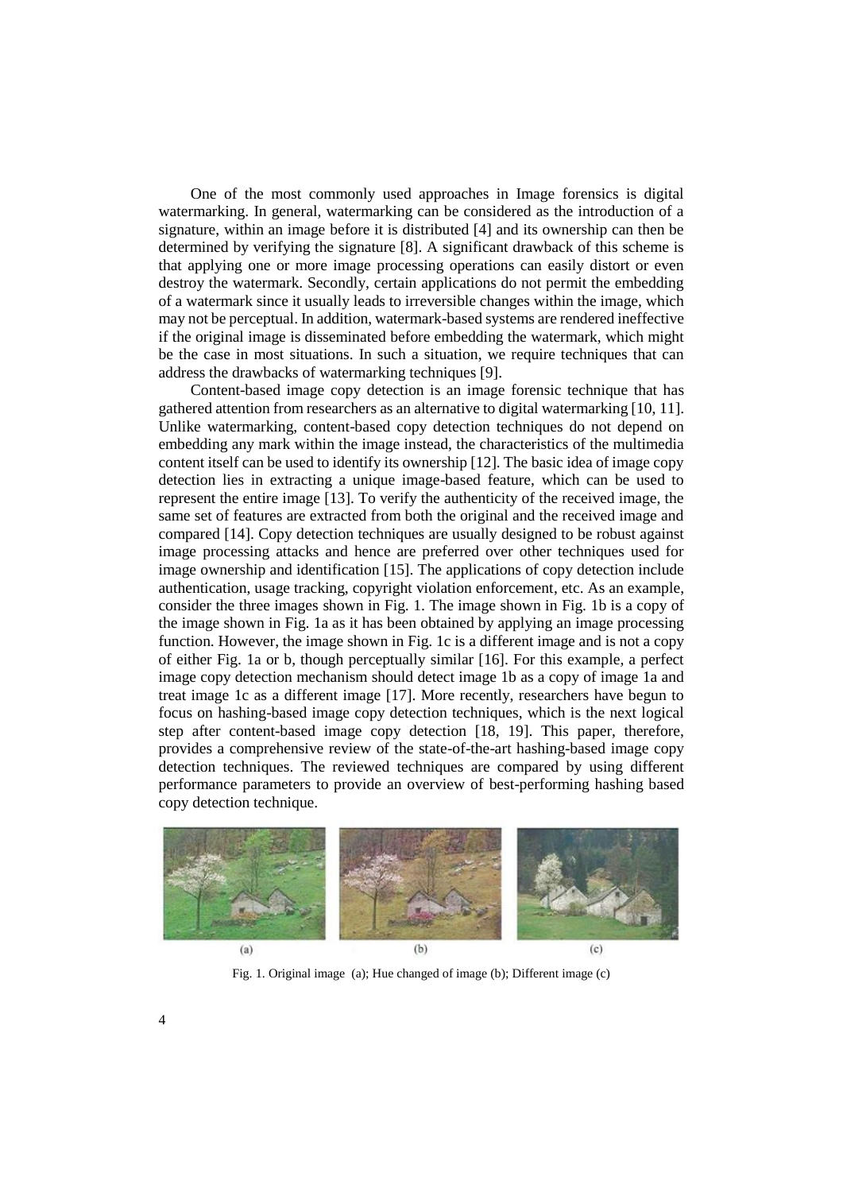One of the most commonly used approaches in Image forensics is digital watermarking. In general, watermarking can be considered as the introduction of a signature, within an image before it is distributed [4] and its ownership can then be determined by verifying the signature [8]. A significant drawback of this scheme is that applying one or more image processing operations can easily distort or even destroy the watermark. Secondly, certain applications do not permit the embedding of a watermark since it usually leads to irreversible changes within the image, which may not be perceptual. In addition, watermark-based systems are rendered ineffective if the original image is disseminated before embedding the watermark, which might be the case in most situations. In such a situation, we require techniques that can address the drawbacks of watermarking techniques [9].

Content-based image copy detection is an image forensic technique that has gathered attention from researchers as an alternative to digital watermarking [10, 11]. Unlike watermarking, content-based copy detection techniques do not depend on embedding any mark within the image instead, the characteristics of the multimedia content itself can be used to identify its ownership [12]. The basic idea of image copy detection lies in extracting a unique image-based feature, which can be used to represent the entire image [13]. To verify the authenticity of the received image, the same set of features are extracted from both the original and the received image and compared [14]. Copy detection techniques are usually designed to be robust against image processing attacks and hence are preferred over other techniques used for image ownership and identification [15]. The applications of copy detection include authentication, usage tracking, copyright violation enforcement, etc. As an example, consider the three images shown in Fig. 1. The image shown in Fig. 1b is a copy of the image shown in Fig. 1a as it has been obtained by applying an image processing function. However, the image shown in Fig. 1c is a different image and is not a copy of either Fig. 1a or b, though perceptually similar [16]. For this example, a perfect image copy detection mechanism should detect image 1b as a copy of image 1a and treat image 1c as a different image [17]. More recently, researchers have begun to focus on hashing-based image copy detection techniques, which is the next logical step after content-based image copy detection [18, 19]. This paper, therefore, provides a comprehensive review of the state-of-the-art hashing-based image copy detection techniques. The reviewed techniques are compared by using different performance parameters to provide an overview of best-performing hashing based copy detection technique.

(a) (b) (c)

Fig. 1. Original image (a); Hue changed of image (b); Different image (c)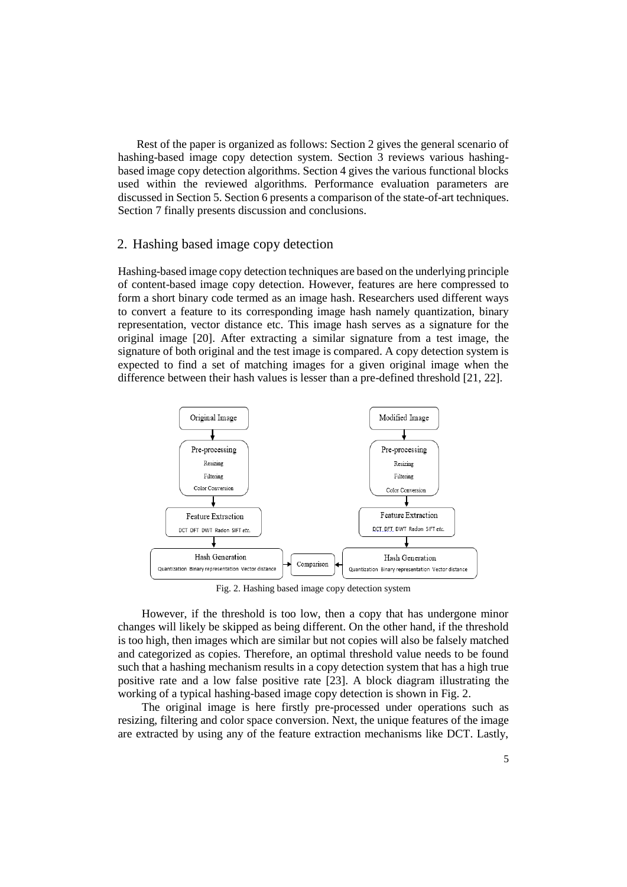Rest of the paper is organized as follows: Section 2 gives the general scenario of hashing-based image copy detection system. Section 3 reviews various hashing-based image copy detection algorithms. Section 4 gives the various functional blocks used within the reviewed algorithms. Performance evaluation parameters are discussed in Section 5. Section 6 presents a comparison of the state-of-art techniques. Section 7 finally presents discussion and conclusions.

## 2. Hashing based image copy detection

Hashing-based image copy detection techniques are based on the underlying principle of content-based image copy detection. However, features are here compressed to form a short binary code termed as an image hash. Researchers used different ways to convert a feature to its corresponding image hash namely quantization, binary representation, vector distance etc. This image hash serves as a signature for the original image [20]. After extracting a similar signature from a test image, the signature of both original and the test image is compared. A copy detection system is expected to find a set of matching images for a given original image when the difference between their hash values is lesser than a pre-defined threshold [21, 22].

Original Image → Pre-processing (Resizing, Filtering, Color Conversion) → Feature Extraction (DCT DFT DWT Radon SIFT etc.) → Hash Generation (Quantization Binary representation Vector distance) → Comparison

Modified Image → Pre-processing (Resizing, Filtering, Color Conversion) → Feature Extraction (DCT DFT DWT Radon SIFT etc.) → Hash Generation (Quantization Binary representation Vector distance) → Comparison

Fig. 2. Hashing based image copy detection system

However, if the threshold is too low, then a copy that has undergone minor changes will likely be skipped as being different. On the other hand, if the threshold is too high, then images which are similar but not copies will also be falsely matched and categorized as copies. Therefore, an optimal threshold value needs to be found such that a hashing mechanism results in a copy detection system that has a high true positive rate and a low false positive rate [23]. A block diagram illustrating the working of a typical hashing-based image copy detection is shown in Fig. 2.

The original image is here firstly pre-processed under operations such as resizing, filtering and color space conversion. Next, the unique features of the image are extracted by using any of the feature extraction mechanisms like DCT. Lastly,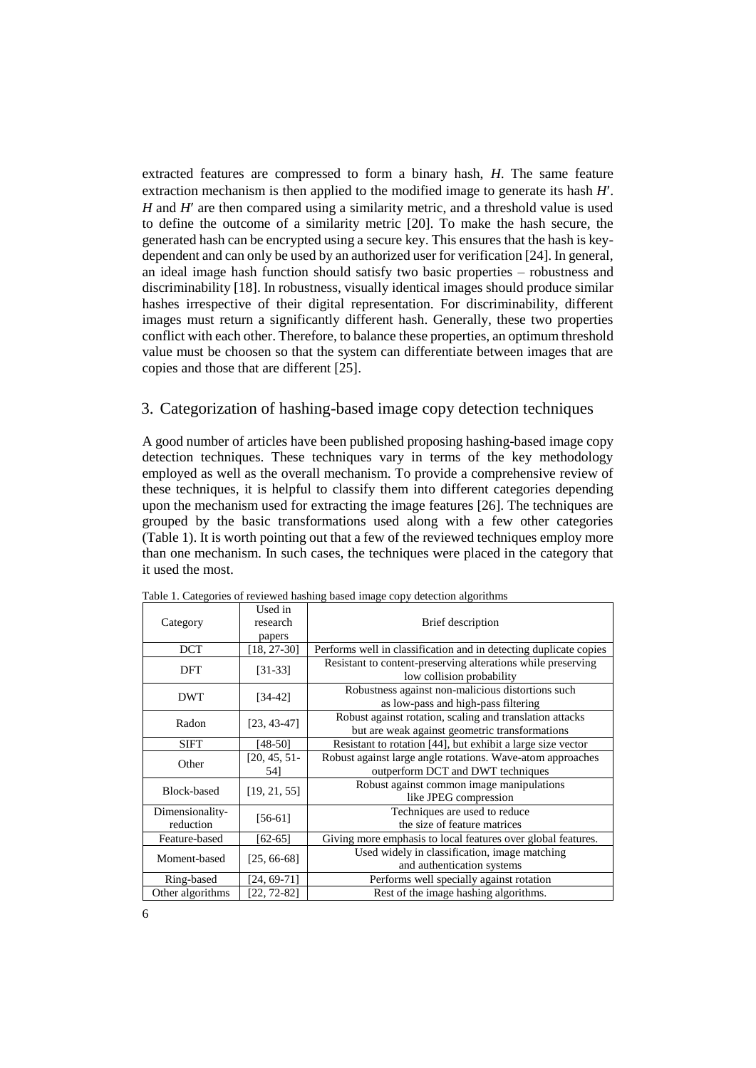extracted features are compressed to form a binary hash, $H$. The same feature extraction mechanism is then applied to the modified image to generate its hash $H'$. $H$ and $H'$ are then compared using a similarity metric, and a threshold value is used to define the outcome of a similarity metric [20]. To make the hash secure, the generated hash can be encrypted using a secure key. This ensures that the hash is key-dependent and can only be used by an authorized user for verification [24]. In general, an ideal image hash function should satisfy two basic properties – robustness and discriminability [18]. In robustness, visually identical images should produce similar hashes irrespective of their digital representation. For discriminability, different images must return a significantly different hash. Generally, these two properties conflict with each other. Therefore, to balance these properties, an optimum threshold value must be choosen so that the system can differentiate between images that are copies and those that are different [25].

## 3. Categorization of hashing-based image copy detection techniques

A good number of articles have been published proposing hashing-based image copy detection techniques. These techniques vary in terms of the key methodology employed as well as the overall mechanism. To provide a comprehensive review of these techniques, it is helpful to classify them into different categories depending upon the mechanism used for extracting the image features [26]. The techniques are grouped by the basic transformations used along with a few other categories (Table 1). It is worth pointing out that a few of the reviewed techniques employ more than one mechanism. In such cases, the techniques were placed in the category that it used the most.

Table 1. Categories of reviewed hashing based image copy detection algorithms

| Category | Used in research papers | Brief description |
|---|---|---|
| DCT | [18, 27-30] | Performs well in classification and in detecting duplicate copies |
| DFT | [31-33] | Resistant to content-preserving alterations while preserving low collision probability |
| DWT | [34-42] | Robustness against non-malicious distortions such as low-pass and high-pass filtering |
| Radon | [23, 43-47] | Robust against rotation, scaling and translation attacks but are weak against geometric transformations |
| SIFT | [48-50] | Resistant to rotation [44], but exhibit a large size vector |
| Other | [20, 45, 51-54] | Robust against large angle rotations. Wave-atom approaches outperform DCT and DWT techniques |
| Block-based | [19, 21, 55] | Robust against common image manipulations like JPEG compression |
| Dimensionality-reduction | [56-61] | Techniques are used to reduce the size of feature matrices |
| Feature-based | [62-65] | Giving more emphasis to local features over global features. |
| Moment-based | [25, 66-68] | Used widely in classification, image matching and authentication systems |
| Ring-based | [24, 69-71] | Performs well specially against rotation |
| Other algorithms | [22, 72-82] | Rest of the image hashing algorithms. |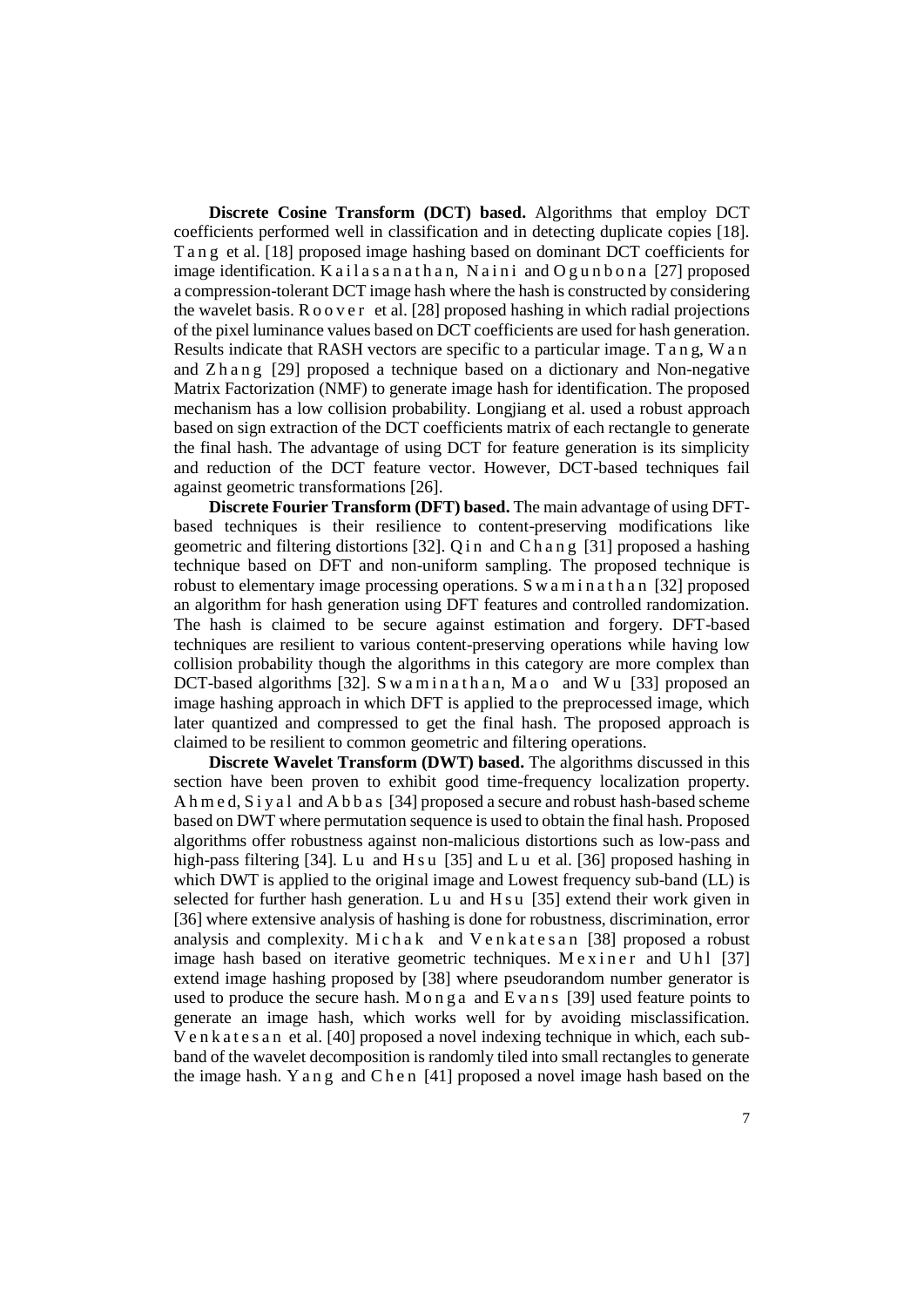**Discrete Cosine Transform (DCT) based.** Algorithms that employ DCT coefficients performed well in classification and in detecting duplicate copies [18]. Tang et al. [18] proposed image hashing based on dominant DCT coefficients for image identification. Kailasanathan, Naini and Ogunbona [27] proposed a compression-tolerant DCT image hash where the hash is constructed by considering the wavelet basis. Roover et al. [28] proposed hashing in which radial projections of the pixel luminance values based on DCT coefficients are used for hash generation. Results indicate that RASH vectors are specific to a particular image. Tang, Wan and Zhang [29] proposed a technique based on a dictionary and Non-negative Matrix Factorization (NMF) to generate image hash for identification. The proposed mechanism has a low collision probability. Longjiang et al. used a robust approach based on sign extraction of the DCT coefficients matrix of each rectangle to generate the final hash. The advantage of using DCT for feature generation is its simplicity and reduction of the DCT feature vector. However, DCT-based techniques fail against geometric transformations [26].

**Discrete Fourier Transform (DFT) based.** The main advantage of using DFT-based techniques is their resilience to content-preserving modifications like geometric and filtering distortions [32]. Qin and Chang [31] proposed a hashing technique based on DFT and non-uniform sampling. The proposed technique is robust to elementary image processing operations. Swaminathan [32] proposed an algorithm for hash generation using DFT features and controlled randomization. The hash is claimed to be secure against estimation and forgery. DFT-based techniques are resilient to various content-preserving operations while having low collision probability though the algorithms in this category are more complex than DCT-based algorithms [32]. Swaminathan, Mao and Wu [33] proposed an image hashing approach in which DFT is applied to the preprocessed image, which later quantized and compressed to get the final hash. The proposed approach is claimed to be resilient to common geometric and filtering operations.

**Discrete Wavelet Transform (DWT) based.** The algorithms discussed in this section have been proven to exhibit good time-frequency localization property. Ahmed, Siyal and Abbas [34] proposed a secure and robust hash-based scheme based on DWT where permutation sequence is used to obtain the final hash. Proposed algorithms offer robustness against non-malicious distortions such as low-pass and high-pass filtering [34]. Lu and Hsu [35] and Lu et al. [36] proposed hashing in which DWT is applied to the original image and Lowest frequency sub-band (LL) is selected for further hash generation. Lu and Hsu [35] extend their work given in [36] where extensive analysis of hashing is done for robustness, discrimination, error analysis and complexity. Michak and Venkatesan [38] proposed a robust image hash based on iterative geometric techniques. Mexiner and Uhl [37] extend image hashing proposed by [38] where pseudorandom number generator is used to produce the secure hash. Monga and Evans [39] used feature points to generate an image hash, which works well for by avoiding misclassification. Venkatesan et al. [40] proposed a novel indexing technique in which, each sub-band of the wavelet decomposition is randomly tiled into small rectangles to generate the image hash. Yang and Chen [41] proposed a novel image hash based on the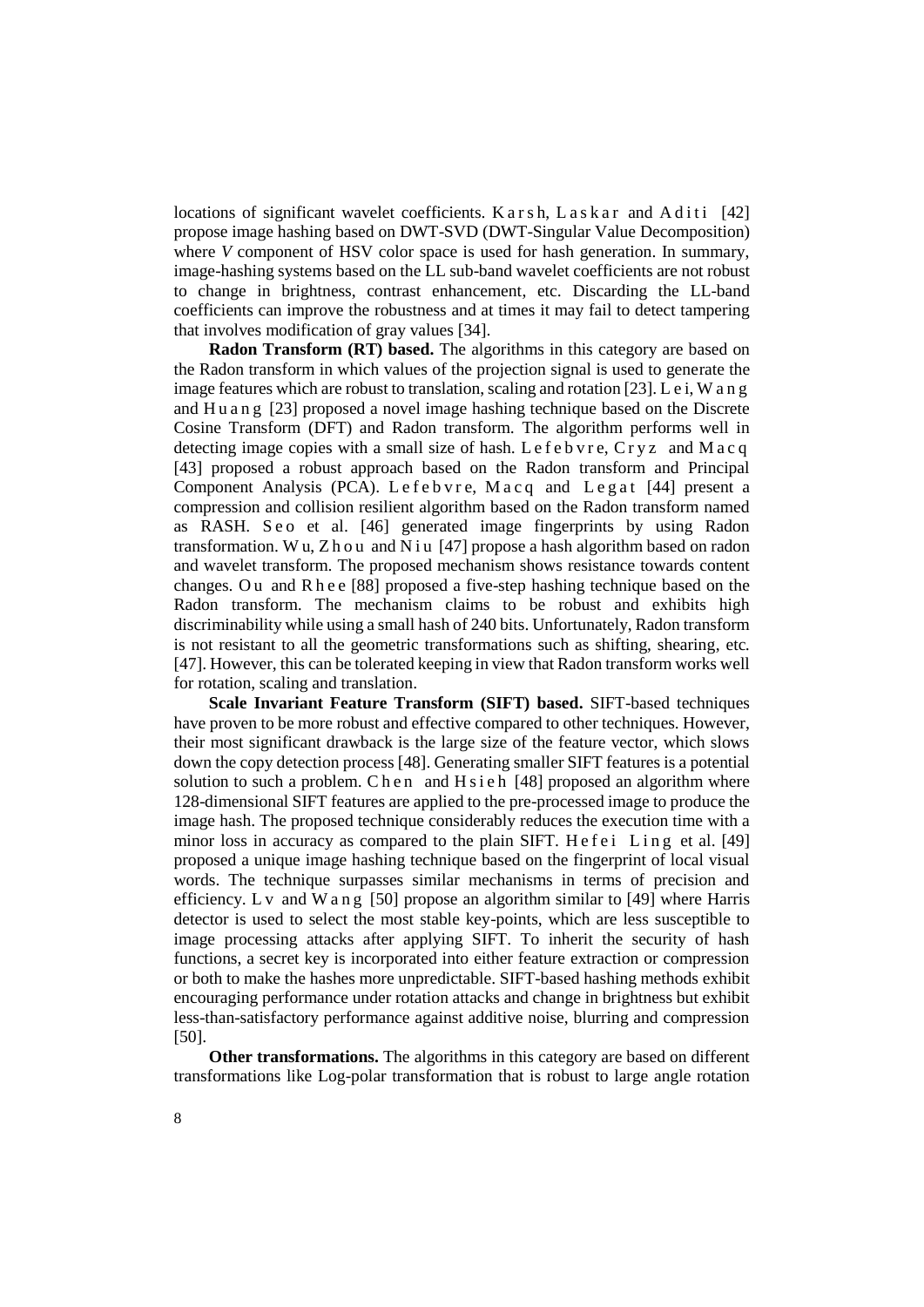locations of significant wavelet coefficients. Karsh, Laskar and Aditi [42] propose image hashing based on DWT-SVD (DWT-Singular Value Decomposition) where *V* component of HSV color space is used for hash generation. In summary, image-hashing systems based on the LL sub-band wavelet coefficients are not robust to change in brightness, contrast enhancement, etc. Discarding the LL-band coefficients can improve the robustness and at times it may fail to detect tampering that involves modification of gray values [34].

**Radon Transform (RT) based.** The algorithms in this category are based on the Radon transform in which values of the projection signal is used to generate the image features which are robust to translation, scaling and rotation [23]. Lei, Wang and Huang [23] proposed a novel image hashing technique based on the Discrete Cosine Transform (DFT) and Radon transform. The algorithm performs well in detecting image copies with a small size of hash. Lefebvre, Cryz and Macq [43] proposed a robust approach based on the Radon transform and Principal Component Analysis (PCA). Lefebvre, Macq and Legat [44] present a compression and collision resilient algorithm based on the Radon transform named as RASH. Seo et al. [46] generated image fingerprints by using Radon transformation. Wu, Zhou and Niu [47] propose a hash algorithm based on radon and wavelet transform. The proposed mechanism shows resistance towards content changes. Ou and Rhee [88] proposed a five-step hashing technique based on the Radon transform. The mechanism claims to be robust and exhibits high discriminability while using a small hash of 240 bits. Unfortunately, Radon transform is not resistant to all the geometric transformations such as shifting, shearing, etc. [47]. However, this can be tolerated keeping in view that Radon transform works well for rotation, scaling and translation.

**Scale Invariant Feature Transform (SIFT) based.** SIFT-based techniques have proven to be more robust and effective compared to other techniques. However, their most significant drawback is the large size of the feature vector, which slows down the copy detection process [48]. Generating smaller SIFT features is a potential solution to such a problem. Chen and Hsieh [48] proposed an algorithm where 128-dimensional SIFT features are applied to the pre-processed image to produce the image hash. The proposed technique considerably reduces the execution time with a minor loss in accuracy as compared to the plain SIFT. Hefei Ling et al. [49] proposed a unique image hashing technique based on the fingerprint of local visual words. The technique surpasses similar mechanisms in terms of precision and efficiency. Lv and Wang [50] propose an algorithm similar to [49] where Harris detector is used to select the most stable key-points, which are less susceptible to image processing attacks after applying SIFT. To inherit the security of hash functions, a secret key is incorporated into either feature extraction or compression or both to make the hashes more unpredictable. SIFT-based hashing methods exhibit encouraging performance under rotation attacks and change in brightness but exhibit less-than-satisfactory performance against additive noise, blurring and compression [50].

**Other transformations.** The algorithms in this category are based on different transformations like Log-polar transformation that is robust to large angle rotation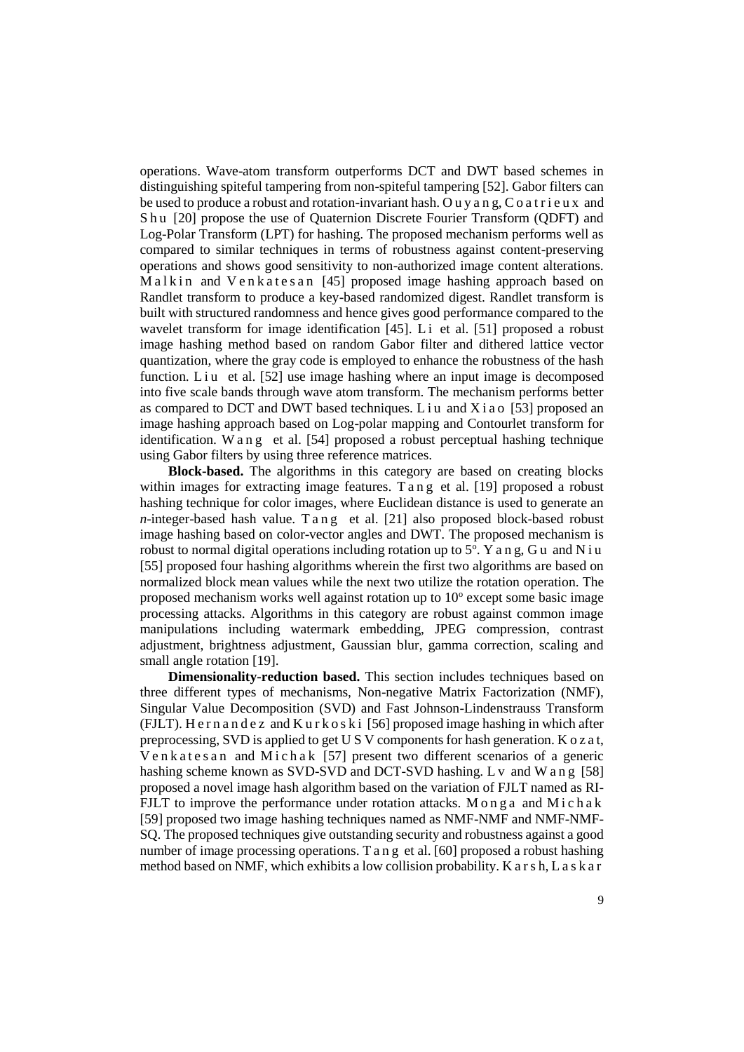operations. Wave-atom transform outperforms DCT and DWT based schemes in distinguishing spiteful tampering from non-spiteful tampering [52]. Gabor filters can be used to produce a robust and rotation-invariant hash. Ouyang, Coatrieux and Shu [20] propose the use of Quaternion Discrete Fourier Transform (QDFT) and Log-Polar Transform (LPT) for hashing. The proposed mechanism performs well as compared to similar techniques in terms of robustness against content-preserving operations and shows good sensitivity to non-authorized image content alterations. Malkin and Venkatesan [45] proposed image hashing approach based on Randlet transform to produce a key-based randomized digest. Randlet transform is built with structured randomness and hence gives good performance compared to the wavelet transform for image identification [45]. Li et al. [51] proposed a robust image hashing method based on random Gabor filter and dithered lattice vector quantization, where the gray code is employed to enhance the robustness of the hash function. Liu et al. [52] use image hashing where an input image is decomposed into five scale bands through wave atom transform. The mechanism performs better as compared to DCT and DWT based techniques. Liu and Xiao [53] proposed an image hashing approach based on Log-polar mapping and Contourlet transform for identification. Wang et al. [54] proposed a robust perceptual hashing technique using Gabor filters by using three reference matrices.

**Block-based.** The algorithms in this category are based on creating blocks within images for extracting image features. Tang et al. [19] proposed a robust hashing technique for color images, where Euclidean distance is used to generate an *n*-integer-based hash value. Tang et al. [21] also proposed block-based robust image hashing based on color-vector angles and DWT. The proposed mechanism is robust to normal digital operations including rotation up to $5^o$. Yang, Gu and Niu [55] proposed four hashing algorithms wherein the first two algorithms are based on normalized block mean values while the next two utilize the rotation operation. The proposed mechanism works well against rotation up to $10^o$ except some basic image processing attacks. Algorithms in this category are robust against common image manipulations including watermark embedding, JPEG compression, contrast adjustment, brightness adjustment, Gaussian blur, gamma correction, scaling and small angle rotation [19].

**Dimensionality-reduction based.** This section includes techniques based on three different types of mechanisms, Non-negative Matrix Factorization (NMF), Singular Value Decomposition (SVD) and Fast Johnson-Lindenstrauss Transform (FJLT). Hernandez and Kurkoski [56] proposed image hashing in which after preprocessing, SVD is applied to get U S V components for hash generation. Kozat, Venkatesan and Michak [57] present two different scenarios of a generic hashing scheme known as SVD-SVD and DCT-SVD hashing. Lv and Wang [58] proposed a novel image hash algorithm based on the variation of FJLT named as RI-FJLT to improve the performance under rotation attacks. Monga and Michak [59] proposed two image hashing techniques named as NMF-NMF and NMF-NMF-SQ. The proposed techniques give outstanding security and robustness against a good number of image processing operations. Tang et al. [60] proposed a robust hashing method based on NMF, which exhibits a low collision probability. Karsh, Laskar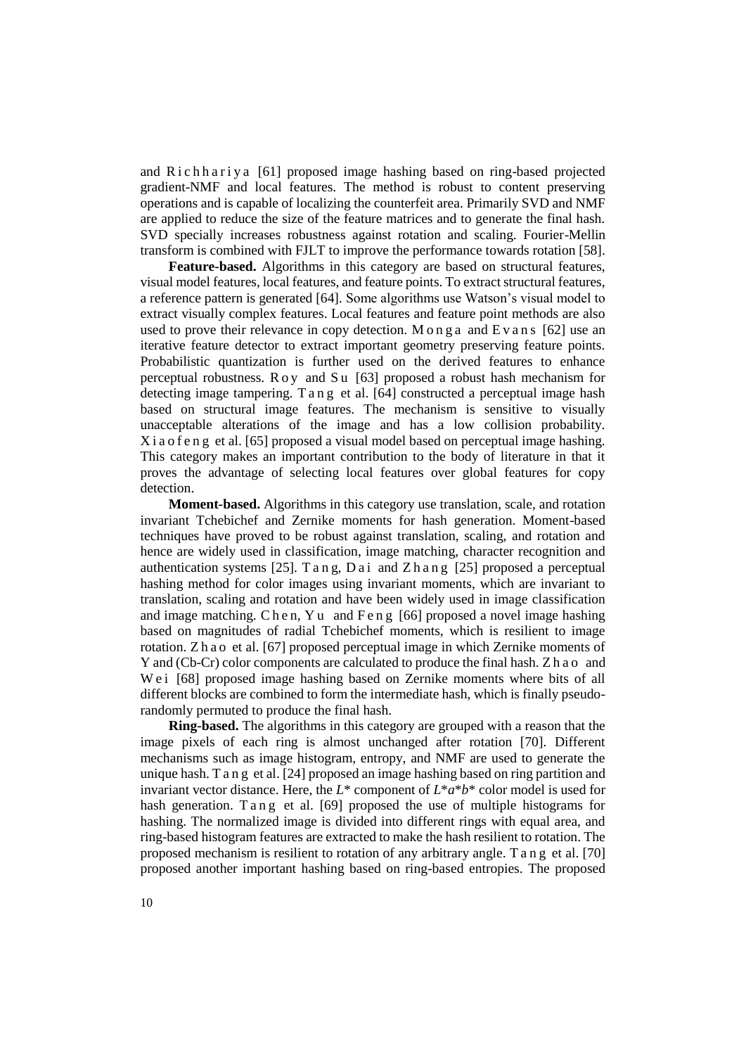and Richhariya [61] proposed image hashing based on ring-based projected gradient-NMF and local features. The method is robust to content preserving operations and is capable of localizing the counterfeit area. Primarily SVD and NMF are applied to reduce the size of the feature matrices and to generate the final hash. SVD specially increases robustness against rotation and scaling. Fourier-Mellin transform is combined with FJLT to improve the performance towards rotation [58].

**Feature-based.** Algorithms in this category are based on structural features, visual model features, local features, and feature points. To extract structural features, a reference pattern is generated [64]. Some algorithms use Watson's visual model to extract visually complex features. Local features and feature point methods are also used to prove their relevance in copy detection. Monga and Evans [62] use an iterative feature detector to extract important geometry preserving feature points. Probabilistic quantization is further used on the derived features to enhance perceptual robustness. Roy and Su [63] proposed a robust hash mechanism for detecting image tampering. Tang et al. [64] constructed a perceptual image hash based on structural image features. The mechanism is sensitive to visually unacceptable alterations of the image and has a low collision probability. Xiaofeng et al. [65] proposed a visual model based on perceptual image hashing. This category makes an important contribution to the body of literature in that it proves the advantage of selecting local features over global features for copy detection.

**Moment-based.** Algorithms in this category use translation, scale, and rotation invariant Tchebichef and Zernike moments for hash generation. Moment-based techniques have proved to be robust against translation, scaling, and rotation and hence are widely used in classification, image matching, character recognition and authentication systems [25]. Tang, Dai and Zhang [25] proposed a perceptual hashing method for color images using invariant moments, which are invariant to translation, scaling and rotation and have been widely used in image classification and image matching. Chen, Yu and Feng [66] proposed a novel image hashing based on magnitudes of radial Tchebichef moments, which is resilient to image rotation. Zhao et al. [67] proposed perceptual image in which Zernike moments of Y and (Cb-Cr) color components are calculated to produce the final hash. Zhao and Wei [68] proposed image hashing based on Zernike moments where bits of all different blocks are combined to form the intermediate hash, which is finally pseudo-randomly permuted to produce the final hash.

**Ring-based.** The algorithms in this category are grouped with a reason that the image pixels of each ring is almost unchanged after rotation [70]. Different mechanisms such as image histogram, entropy, and NMF are used to generate the unique hash. Tang et al. [24] proposed an image hashing based on ring partition and invariant vector distance. Here, the $L^*$ component of $L^*a^*b^*$ color model is used for hash generation. Tang et al. [69] proposed the use of multiple histograms for hashing. The normalized image is divided into different rings with equal area, and ring-based histogram features are extracted to make the hash resilient to rotation. The proposed mechanism is resilient to rotation of any arbitrary angle. Tang et al. [70] proposed another important hashing based on ring-based entropies. The proposed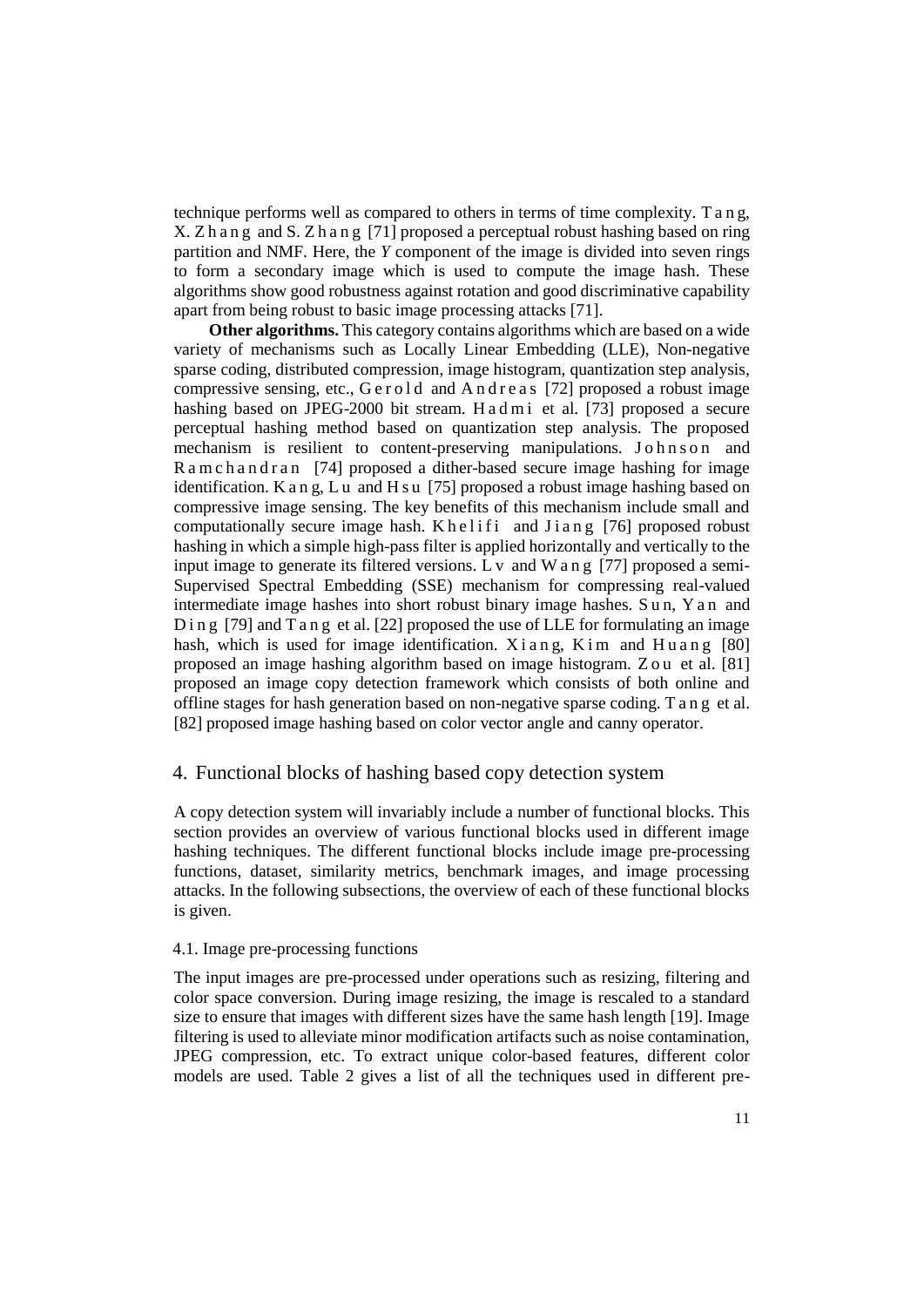technique performs well as compared to others in terms of time complexity. Tang, X. Zhang and S. Zhang [71] proposed a perceptual robust hashing based on ring partition and NMF. Here, the *Y* component of the image is divided into seven rings to form a secondary image which is used to compute the image hash. These algorithms show good robustness against rotation and good discriminative capability apart from being robust to basic image processing attacks [71].

**Other algorithms.** This category contains algorithms which are based on a wide variety of mechanisms such as Locally Linear Embedding (LLE), Non-negative sparse coding, distributed compression, image histogram, quantization step analysis, compressive sensing, etc., Gerold and Andreas [72] proposed a robust image hashing based on JPEG-2000 bit stream. Hadmi et al. [73] proposed a secure perceptual hashing method based on quantization step analysis. The proposed mechanism is resilient to content-preserving manipulations. Johnson and Ramchandran [74] proposed a dither-based secure image hashing for image identification. Kang, Lu and Hsu [75] proposed a robust image hashing based on compressive image sensing. The key benefits of this mechanism include small and computationally secure image hash. Khelifi and Jiang [76] proposed robust hashing in which a simple high-pass filter is applied horizontally and vertically to the input image to generate its filtered versions. Lv and Wang [77] proposed a semi-Supervised Spectral Embedding (SSE) mechanism for compressing real-valued intermediate image hashes into short robust binary image hashes. Sun, Yan and Ding [79] and Tang et al. [22] proposed the use of LLE for formulating an image hash, which is used for image identification. Xiang, Kim and Huang [80] proposed an image hashing algorithm based on image histogram. Zou et al. [81] proposed an image copy detection framework which consists of both online and offline stages for hash generation based on non-negative sparse coding. Tang et al. [82] proposed image hashing based on color vector angle and canny operator.

## 4. Functional blocks of hashing based copy detection system

A copy detection system will invariably include a number of functional blocks. This section provides an overview of various functional blocks used in different image hashing techniques. The different functional blocks include image pre-processing functions, dataset, similarity metrics, benchmark images, and image processing attacks. In the following subsections, the overview of each of these functional blocks is given.

### 4.1. Image pre-processing functions

The input images are pre-processed under operations such as resizing, filtering and color space conversion. During image resizing, the image is rescaled to a standard size to ensure that images with different sizes have the same hash length [19]. Image filtering is used to alleviate minor modification artifacts such as noise contamination, JPEG compression, etc. To extract unique color-based features, different color models are used. Table 2 gives a list of all the techniques used in different pre-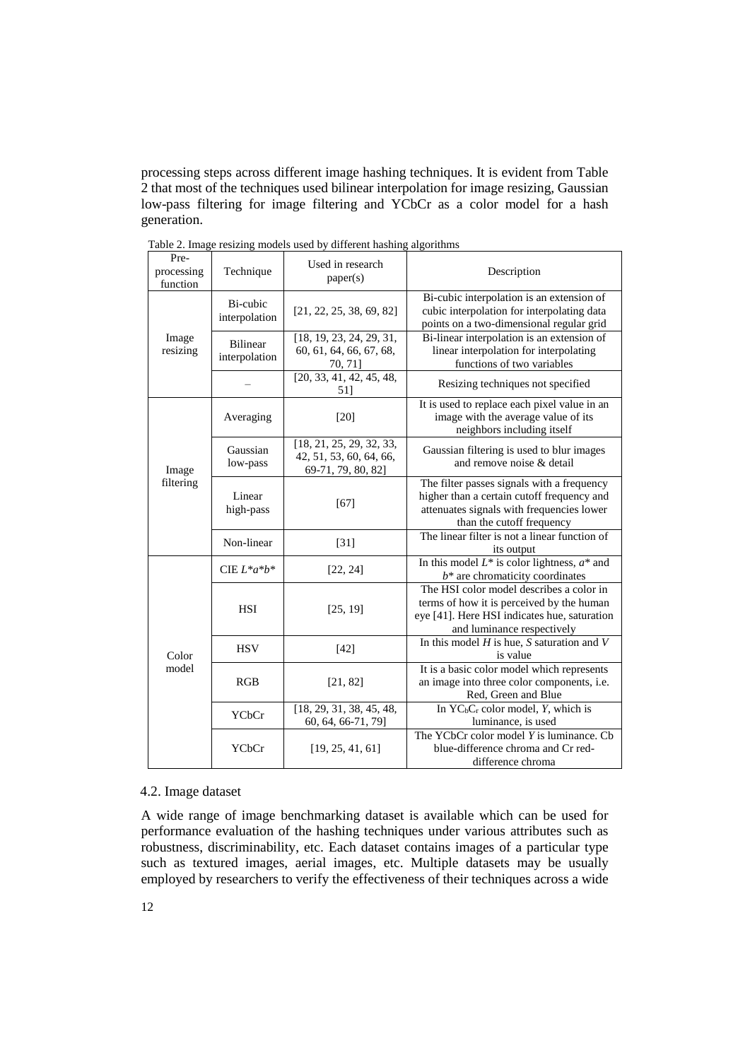processing steps across different image hashing techniques. It is evident from Table 2 that most of the techniques used bilinear interpolation for image resizing, Gaussian low-pass filtering for image filtering and YCbCr as a color model for a hash generation.

Table 2. Image resizing models used by different hashing algorithms

| Pre-processing function | Technique | Used in research paper(s) | Description |
|---|---|---|---|
| Image resizing | Bi-cubic interpolation | [21, 22, 25, 38, 69, 82] | Bi-cubic interpolation is an extension of cubic interpolation for interpolating data points on a two-dimensional regular grid |
| | Bilinear interpolation | [18, 19, 23, 24, 29, 31, 60, 61, 64, 66, 67, 68, 70, 71] | Bi-linear interpolation is an extension of linear interpolation for interpolating functions of two variables |
| | – | [20, 33, 41, 42, 45, 48, 51] | Resizing techniques not specified |
| Image filtering | Averaging | [20] | It is used to replace each pixel value in an image with the average value of its neighbors including itself |
| | Gaussian low-pass | [18, 21, 25, 29, 32, 33, 42, 51, 53, 60, 64, 66, 69-71, 79, 80, 82] | Gaussian filtering is used to blur images and remove noise & detail |
| | Linear high-pass | [67] | The filter passes signals with a frequency higher than a certain cutoff frequency and attenuates signals with frequencies lower than the cutoff frequency |
| | Non-linear | [31] | The linear filter is not a linear function of its output |
| Color model | CIE $L^*a^*b^*$ | [22, 24] | In this model $L^*$ is color lightness, $a^*$ and $b^*$ are chromaticity coordinates |
| | HSI | [25, 19] | The HSI color model describes a color in terms of how it is perceived by the human eye [41]. Here HSI indicates hue, saturation and luminance respectively |
| | HSV | [42] | In this model $H$ is hue, $S$ saturation and $V$ is value |
| | RGB | [21, 82] | It is a basic color model which represents an image into three color components, i.e. Red, Green and Blue |
| | YCbCr | [18, 29, 31, 38, 45, 48, 60, 64, 66-71, 79] | In $YC_bC_r$ color model, $Y$, which is luminance, is used |
| | YCbCr | [19, 25, 41, 61] | The YCbCr color model $Y$ is luminance. Cb blue-difference chroma and Cr red-difference chroma |

## 4.2. Image dataset

A wide range of image benchmarking dataset is available which can be used for performance evaluation of the hashing techniques under various attributes such as robustness, discriminability, etc. Each dataset contains images of a particular type such as textured images, aerial images, etc. Multiple datasets may be usually employed by researchers to verify the effectiveness of their techniques across a wide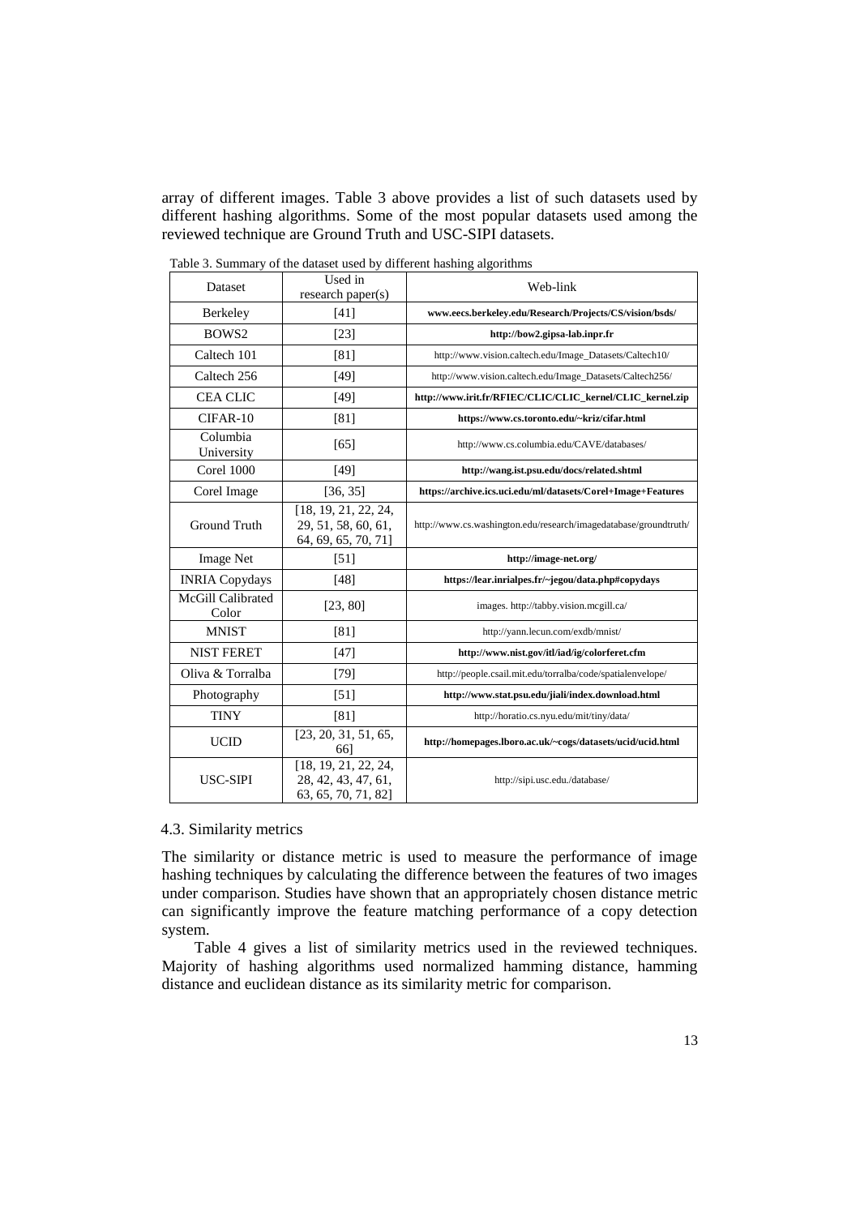array of different images. Table 3 above provides a list of such datasets used by different hashing algorithms. Some of the most popular datasets used among the reviewed technique are Ground Truth and USC-SIPI datasets.

Table 3. Summary of the dataset used by different hashing algorithms

| Dataset | Used in research paper(s) | Web-link |
|---|---|---|
| Berkeley | [41] | **www.eecs.berkeley.edu/Research/Projects/CS/vision/bsds/** |
| BOWS2 | [23] | **http://bow2.gipsa-lab.inpr.fr** |
| Caltech 101 | [81] | http://www.vision.caltech.edu/Image_Datasets/Caltech10/ |
| Caltech 256 | [49] | http://www.vision.caltech.edu/Image_Datasets/Caltech256/ |
| CEA CLIC | [49] | **http://www.irit.fr/RFIEC/CLIC/CLIC_kernel/CLIC_kernel.zip** |
| CIFAR-10 | [81] | **https://www.cs.toronto.edu/~kriz/cifar.html** |
| Columbia University | [65] | http://www.cs.columbia.edu/CAVE/databases/ |
| Corel 1000 | [49] | **http://wang.ist.psu.edu/docs/related.shtml** |
| Corel Image | [36, 35] | **https://archive.ics.uci.edu/ml/datasets/Corel+Image+Features** |
| Ground Truth | [18, 19, 21, 22, 24, 29, 51, 58, 60, 61, 64, 69, 65, 70, 71] | http://www.cs.washington.edu/research/imagedatabase/groundtruth/ |
| Image Net | [51] | **http://image-net.org/** |
| INRIA Copydays | [48] | **https://lear.inrialpes.fr/~jegou/data.php#copydays** |
| McGill Calibrated Color | [23, 80] | images. http://tabby.vision.mcgill.ca/ |
| MNIST | [81] | http://yann.lecun.com/exdb/mnist/ |
| NIST FERET | [47] | **http://www.nist.gov/itl/iad/ig/colorferet.cfm** |
| Oliva & Torralba | [79] | http://people.csail.mit.edu/torralba/code/spatialenvelope/ |
| Photography | [51] | **http://www.stat.psu.edu/jiali/index.download.html** |
| TINY | [81] | http://horatio.cs.nyu.edu/mit/tiny/data/ |
| UCID | [23, 20, 31, 51, 65, 66] | **http://homepages.lboro.ac.uk/~cogs/datasets/ucid/ucid.html** |
| USC-SIPI | [18, 19, 21, 22, 24, 28, 42, 43, 47, 61, 63, 65, 70, 71, 82] | http://sipi.usc.edu./database/ |

### 4.3. Similarity metrics

The similarity or distance metric is used to measure the performance of image hashing techniques by calculating the difference between the features of two images under comparison. Studies have shown that an appropriately chosen distance metric can significantly improve the feature matching performance of a copy detection system.

Table 4 gives a list of similarity metrics used in the reviewed techniques. Majority of hashing algorithms used normalized hamming distance, hamming distance and euclidean distance as its similarity metric for comparison.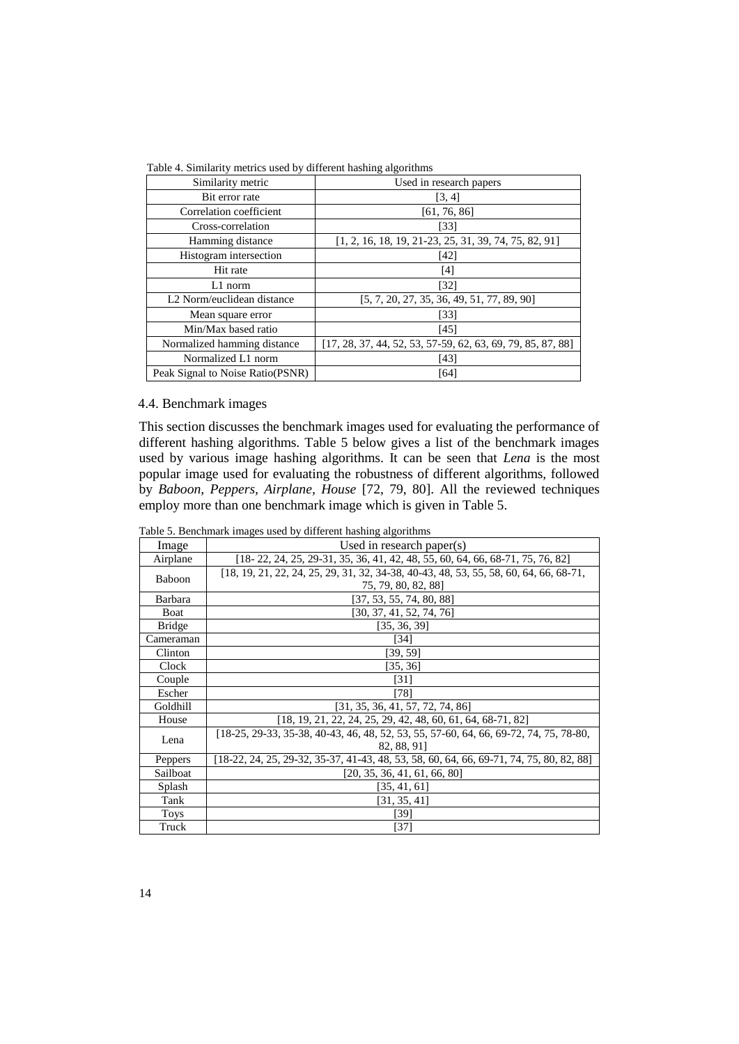Table 4. Similarity metrics used by different hashing algorithms

| Similarity metric | Used in research papers |
|---|---|
| Bit error rate | [3, 4] |
| Correlation coefficient | [61, 76, 86] |
| Cross-correlation | [33] |
| Hamming distance | [1, 2, 16, 18, 19, 21-23, 25, 31, 39, 74, 75, 82, 91] |
| Histogram intersection | [42] |
| Hit rate | [4] |
| L1 norm | [32] |
| L2 Norm/euclidean distance | [5, 7, 20, 27, 35, 36, 49, 51, 77, 89, 90] |
| Mean square error | [33] |
| Min/Max based ratio | [45] |
| Normalized hamming distance | [17, 28, 37, 44, 52, 53, 57-59, 62, 63, 69, 79, 85, 87, 88] |
| Normalized L1 norm | [43] |
| Peak Signal to Noise Ratio(PSNR) | [64] |

### 4.4. Benchmark images

This section discusses the benchmark images used for evaluating the performance of different hashing algorithms. Table 5 below gives a list of the benchmark images used by various image hashing algorithms. It can be seen that *Lena* is the most popular image used for evaluating the robustness of different algorithms, followed by *Baboon, Peppers, Airplane, House* [72, 79, 80]. All the reviewed techniques employ more than one benchmark image which is given in Table 5.

Table 5. Benchmark images used by different hashing algorithms

| Image | Used in research paper(s) |
|---|---|
| Airplane | [18- 22, 24, 25, 29-31, 35, 36, 41, 42, 48, 55, 60, 64, 66, 68-71, 75, 76, 82] |
| Baboon | [18, 19, 21, 22, 24, 25, 29, 31, 32, 34-38, 40-43, 48, 53, 55, 58, 60, 64, 66, 68-71, 75, 79, 80, 82, 88] |
| Barbara | [37, 53, 55, 74, 80, 88] |
| Boat | [30, 37, 41, 52, 74, 76] |
| Bridge | [35, 36, 39] |
| Cameraman | [34] |
| Clinton | [39, 59] |
| Clock | [35, 36] |
| Couple | [31] |
| Escher | [78] |
| Goldhill | [31, 35, 36, 41, 57, 72, 74, 86] |
| House | [18, 19, 21, 22, 24, 25, 29, 42, 48, 60, 61, 64, 68-71, 82] |
| Lena | [18-25, 29-33, 35-38, 40-43, 46, 48, 52, 53, 55, 57-60, 64, 66, 69-72, 74, 75, 78-80, 82, 88, 91] |
| Peppers | [18-22, 24, 25, 29-32, 35-37, 41-43, 48, 53, 58, 60, 64, 66, 69-71, 74, 75, 80, 82, 88] |
| Sailboat | [20, 35, 36, 41, 61, 66, 80] |
| Splash | [35, 41, 61] |
| Tank | [31, 35, 41] |
| Toys | [39] |
| Truck | [37] |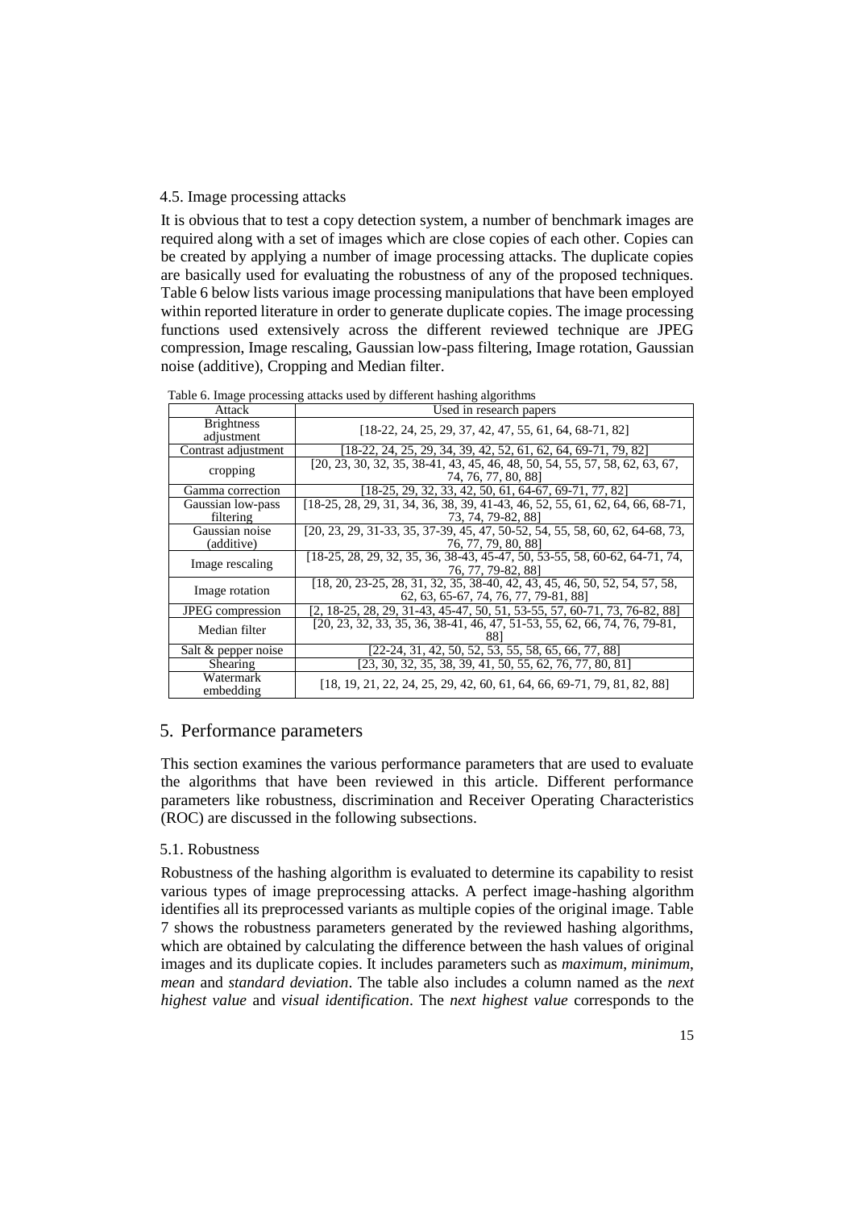### 4.5. Image processing attacks

It is obvious that to test a copy detection system, a number of benchmark images are required along with a set of images which are close copies of each other. Copies can be created by applying a number of image processing attacks. The duplicate copies are basically used for evaluating the robustness of any of the proposed techniques. Table 6 below lists various image processing manipulations that have been employed within reported literature in order to generate duplicate copies. The image processing functions used extensively across the different reviewed technique are JPEG compression, Image rescaling, Gaussian low-pass filtering, Image rotation, Gaussian noise (additive), Cropping and Median filter.

Table 6. Image processing attacks used by different hashing algorithms

| Attack | Used in research papers |
|---|---|
| Brightness adjustment | [18-22, 24, 25, 29, 37, 42, 47, 55, 61, 64, 68-71, 82] |
| Contrast adjustment | [18-22, 24, 25, 29, 34, 39, 42, 52, 61, 62, 64, 69-71, 79, 82] |
| cropping | [20, 23, 30, 32, 35, 38-41, 43, 45, 46, 48, 50, 54, 55, 57, 58, 62, 63, 67, 74, 76, 77, 80, 88] |
| Gamma correction | [18-25, 29, 32, 33, 42, 50, 61, 64-67, 69-71, 77, 82] |
| Gaussian low-pass filtering | [18-25, 28, 29, 31, 34, 36, 38, 39, 41-43, 46, 52, 55, 61, 62, 64, 66, 68-71, 73, 74, 79-82, 88] |
| Gaussian noise (additive) | [20, 23, 29, 31-33, 35, 37-39, 45, 47, 50-52, 54, 55, 58, 60, 62, 64-68, 73, 76, 77, 79, 80, 88] |
| Image rescaling | [18-25, 28, 29, 32, 35, 36, 38-43, 45-47, 50, 53-55, 58, 60-62, 64-71, 74, 76, 77, 79-82, 88] |
| Image rotation | [18, 20, 23-25, 28, 31, 32, 35, 38-40, 42, 43, 45, 46, 50, 52, 54, 57, 58, 62, 63, 65-67, 74, 76, 77, 79-81, 88] |
| JPEG compression | [2, 18-25, 28, 29, 31-43, 45-47, 50, 51, 53-55, 57, 60-71, 73, 76-82, 88] |
| Median filter | [20, 23, 32, 33, 35, 36, 38-41, 46, 47, 51-53, 55, 62, 66, 74, 76, 79-81, 88] |
| Salt & pepper noise | [22-24, 31, 42, 50, 52, 53, 55, 58, 65, 66, 77, 88] |
| Shearing | [23, 30, 32, 35, 38, 39, 41, 50, 55, 62, 76, 77, 80, 81] |
| Watermark embedding | [18, 19, 21, 22, 24, 25, 29, 42, 60, 61, 64, 66, 69-71, 79, 81, 82, 88] |

## 5. Performance parameters

This section examines the various performance parameters that are used to evaluate the algorithms that have been reviewed in this article. Different performance parameters like robustness, discrimination and Receiver Operating Characteristics (ROC) are discussed in the following subsections.

### 5.1. Robustness

Robustness of the hashing algorithm is evaluated to determine its capability to resist various types of image preprocessing attacks. A perfect image-hashing algorithm identifies all its preprocessed variants as multiple copies of the original image. Table 7 shows the robustness parameters generated by the reviewed hashing algorithms, which are obtained by calculating the difference between the hash values of original images and its duplicate copies. It includes parameters such as *maximum*, *minimum*, *mean* and *standard deviation*. The table also includes a column named as the *next highest value* and *visual identification*. The *next highest value* corresponds to the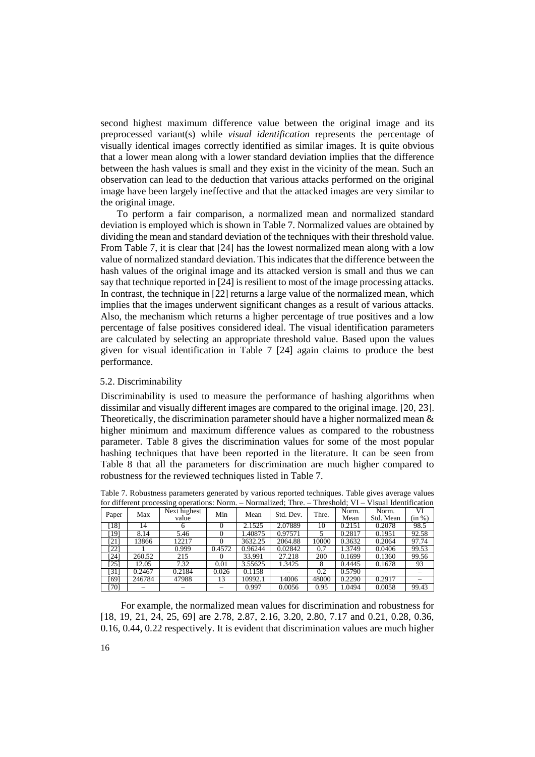second highest maximum difference value between the original image and its preprocessed variant(s) while *visual identification* represents the percentage of visually identical images correctly identified as similar images. It is quite obvious that a lower mean along with a lower standard deviation implies that the difference between the hash values is small and they exist in the vicinity of the mean. Such an observation can lead to the deduction that various attacks performed on the original image have been largely ineffective and that the attacked images are very similar to the original image.

To perform a fair comparison, a normalized mean and normalized standard deviation is employed which is shown in Table 7. Normalized values are obtained by dividing the mean and standard deviation of the techniques with their threshold value. From Table 7, it is clear that [24] has the lowest normalized mean along with a low value of normalized standard deviation. This indicates that the difference between the hash values of the original image and its attacked version is small and thus we can say that technique reported in [24] is resilient to most of the image processing attacks. In contrast, the technique in [22] returns a large value of the normalized mean, which implies that the images underwent significant changes as a result of various attacks. Also, the mechanism which returns a higher percentage of true positives and a low percentage of false positives considered ideal. The visual identification parameters are calculated by selecting an appropriate threshold value. Based upon the values given for visual identification in Table 7 [24] again claims to produce the best performance.

### 5.2. Discriminability

Discriminability is used to measure the performance of hashing algorithms when dissimilar and visually different images are compared to the original image. [20, 23]. Theoretically, the discrimination parameter should have a higher normalized mean & higher minimum and maximum difference values as compared to the robustness parameter. Table 8 gives the discrimination values for some of the most popular hashing techniques that have been reported in the literature. It can be seen from Table 8 that all the parameters for discrimination are much higher compared to robustness for the reviewed techniques listed in Table 7.

Table 7. Robustness parameters generated by various reported techniques. Table gives average values for different processing operations: Norm. – Normalized; Thre. – Threshold; VI – Visual Identification

| Paper | Max | Next highest value | Min | Mean | Std. Dev. | Thre. | Norm. Mean | Norm. Std. Mean | VI (in %) |
|---|---|---|---|---|---|---|---|---|---|
| [18] | 14 | 6 | 0 | 2.1525 | 2.07889 | 10 | 0.2151 | 0.2078 | 98.5 |
| [19] | 8.14 | 5.46 | 0 | 1.40875 | 0.97571 | 5 | 0.2817 | 0.1951 | 92.58 |
| [21] | 13866 | 12217 | 0 | 3632.25 | 2064.88 | 10000 | 0.3632 | 0.2064 | 97.74 |
| [22] | 1 | 0.999 | 0.4572 | 0.96244 | 0.02842 | 0.7 | 1.3749 | 0.0406 | 99.53 |
| [24] | 260.52 | 215 | 0 | 33.991 | 27.218 | 200 | 0.1699 | 0.1360 | 99.56 |
| [25] | 12.05 | 7.32 | 0.01 | 3.55625 | 1.3425 | 8 | 0.4445 | 0.1678 | 93 |
| [31] | 0.2467 | 0.2184 | 0.026 | 0.1158 | – | 0.2 | 0.5790 | – | – |
| [69] | 246784 | 47988 | 13 | 10992.1 | 14006 | 48000 | 0.2290 | 0.2917 | – |
| [70] | – | – | – | 0.997 | 0.0056 | 0.95 | 1.0494 | 0.0058 | 99.43 |

For example, the normalized mean values for discrimination and robustness for [18, 19, 21, 24, 25, 69] are 2.78, 2.87, 2.16, 3.20, 2.80, 7.17 and 0.21, 0.28, 0.36, 0.16, 0.44, 0.22 respectively. It is evident that discrimination values are much higher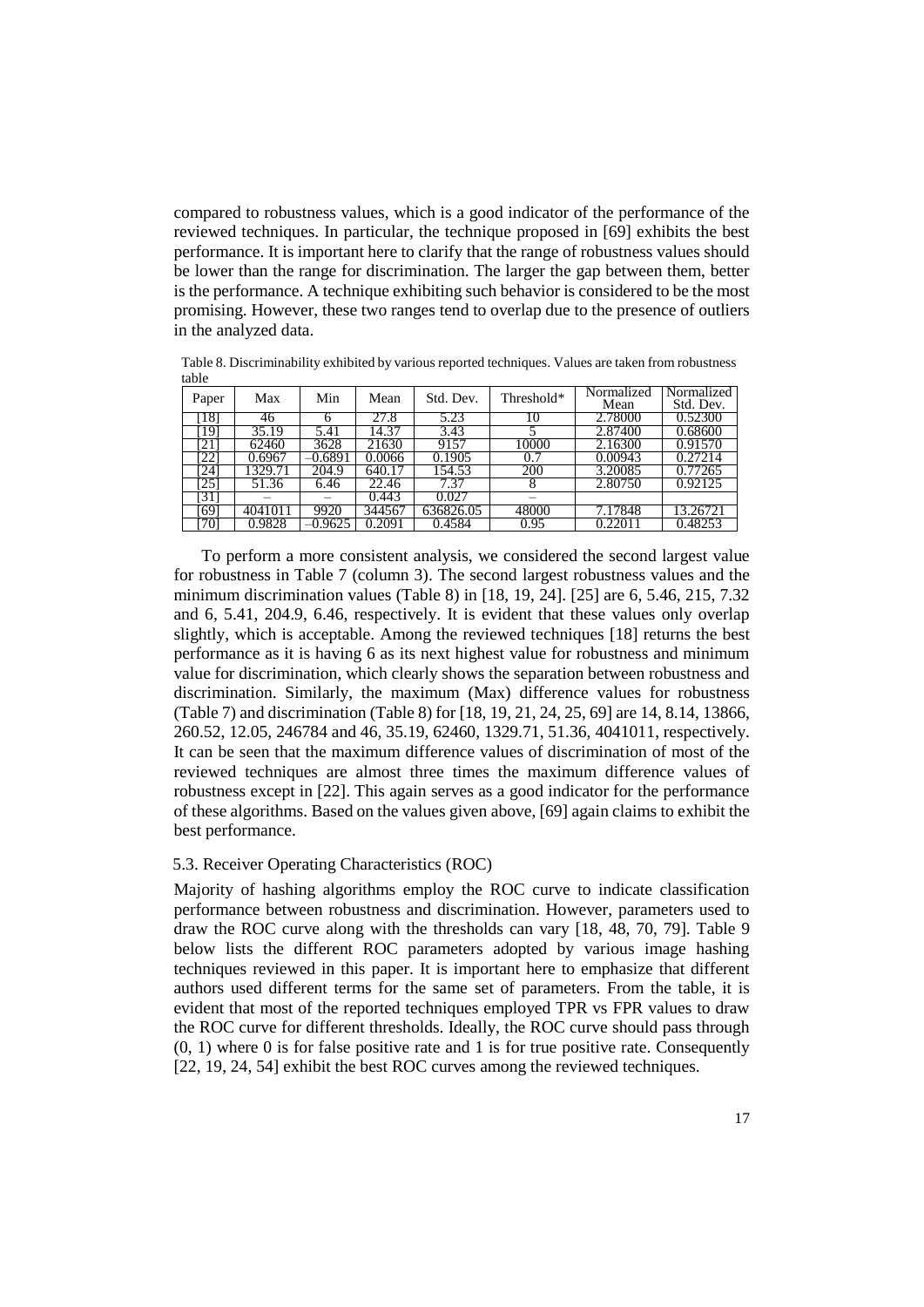compared to robustness values, which is a good indicator of the performance of the reviewed techniques. In particular, the technique proposed in [69] exhibits the best performance. It is important here to clarify that the range of robustness values should be lower than the range for discrimination. The larger the gap between them, better is the performance. A technique exhibiting such behavior is considered to be the most promising. However, these two ranges tend to overlap due to the presence of outliers in the analyzed data.

Table 8. Discriminability exhibited by various reported techniques. Values are taken from robustness table

| Paper | Max | Min | Mean | Std. Dev. | Threshold* | Normalized Mean | Normalized Std. Dev. |
|---|---|---|---|---|---|---|---|
| [18] | 46 | 6 | 27.8 | 5.23 | 10 | 2.78000 | 0.52300 |
| [19] | 35.19 | 5.41 | 14.37 | 3.43 | 5 | 2.87400 | 0.68600 |
| [21] | 62460 | 3628 | 21630 | 9157 | 10000 | 2.16300 | 0.91570 |
| [22] | 0.6967 | –0.6891 | 0.0066 | 0.1905 | 0.7 | 0.00943 | 0.27214 |
| [24] | 1329.71 | 204.9 | 640.17 | 154.53 | 200 | 3.20085 | 0.77265 |
| [25] | 51.36 | 6.46 | 22.46 | 7.37 | 8 | 2.80750 | 0.92125 |
| [31] | – | – | 0.443 | 0.027 | – | | |
| [69] | 4041011 | 9920 | 344567 | 636826.05 | 48000 | 7.17848 | 13.26721 |
| [70] | 0.9828 | –0.9625 | 0.2091 | 0.4584 | 0.95 | 0.22011 | 0.48253 |

To perform a more consistent analysis, we considered the second largest value for robustness in Table 7 (column 3). The second largest robustness values and the minimum discrimination values (Table 8) in [18, 19, 24]. [25] are 6, 5.46, 215, 7.32 and 6, 5.41, 204.9, 6.46, respectively. It is evident that these values only overlap slightly, which is acceptable. Among the reviewed techniques [18] returns the best performance as it is having 6 as its next highest value for robustness and minimum value for discrimination, which clearly shows the separation between robustness and discrimination. Similarly, the maximum (Max) difference values for robustness (Table 7) and discrimination (Table 8) for [18, 19, 21, 24, 25, 69] are 14, 8.14, 13866, 260.52, 12.05, 246784 and 46, 35.19, 62460, 1329.71, 51.36, 4041011, respectively. It can be seen that the maximum difference values of discrimination of most of the reviewed techniques are almost three times the maximum difference values of robustness except in [22]. This again serves as a good indicator for the performance of these algorithms. Based on the values given above, [69] again claims to exhibit the best performance.

### 5.3. Receiver Operating Characteristics (ROC)

Majority of hashing algorithms employ the ROC curve to indicate classification performance between robustness and discrimination. However, parameters used to draw the ROC curve along with the thresholds can vary [18, 48, 70, 79]. Table 9 below lists the different ROC parameters adopted by various image hashing techniques reviewed in this paper. It is important here to emphasize that different authors used different terms for the same set of parameters. From the table, it is evident that most of the reported techniques employed TPR vs FPR values to draw the ROC curve for different thresholds. Ideally, the ROC curve should pass through (0, 1) where 0 is for false positive rate and 1 is for true positive rate. Consequently [22, 19, 24, 54] exhibit the best ROC curves among the reviewed techniques.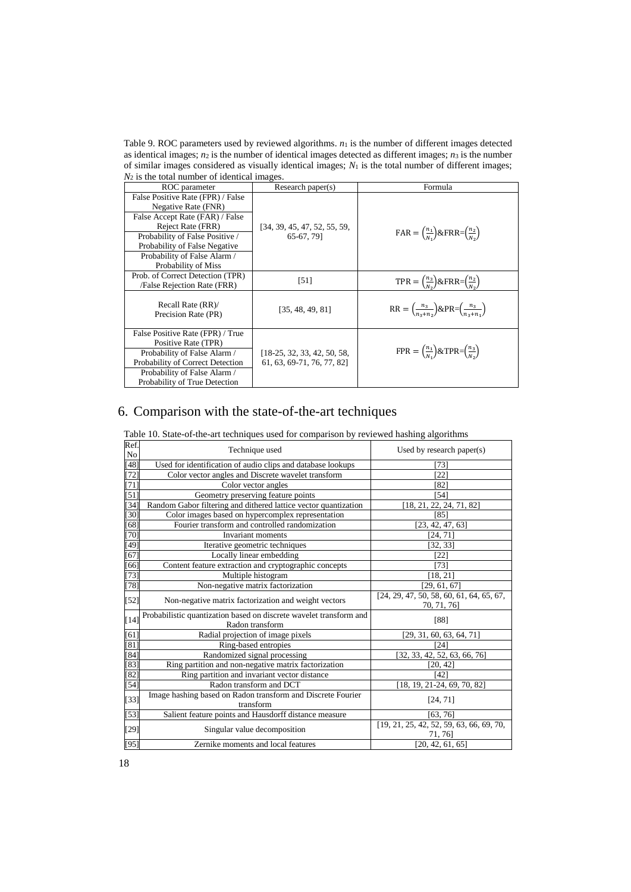Table 9. ROC parameters used by reviewed algorithms. $n_1$ is the number of different images detected as identical images; $n_2$ is the number of identical images detected as different images; $n_3$ is the number of similar images considered as visually identical images; $N_1$ is the total number of different images; $N_2$ is the total number of identical images.

| ROC parameter | Research paper(s) | Formula |
|---|---|---|
| False Positive Rate (FPR) / False Negative Rate (FNR)<br>False Accept Rate (FAR) / False Reject Rate (FRR)<br>Probability of False Positive / Probability of False Negative<br>Probability of False Alarm / Probability of Miss | [34, 39, 45, 47, 52, 55, 59, 65-67, 79] | $\text{FAR} = \left(\frac{n_1}{N_1}\right)\&\text{FRR}=\left(\frac{n_2}{N_2}\right)$ |
| Prob. of Correct Detection (TPR) /False Rejection Rate (FRR) | [51] | $\text{TPR} = \left(\frac{n_3}{N_2}\right)\&\text{FRR}=\left(\frac{n_2}{N_2}\right)$ |
| Recall Rate (RR)/ Precision Rate (PR) | [35, 48, 49, 81] | $\text{RR} = \left(\frac{n_3}{n_3+n_2}\right)\&\text{PR}=\left(\frac{n_3}{n_3+n_1}\right)$ |
| False Positive Rate (FPR) / True Positive Rate (TPR)<br>Probability of False Alarm / Probability of Correct Detection<br>Probability of False Alarm / Probability of True Detection | [18-25, 32, 33, 42, 50, 58, 61, 63, 69-71, 76, 77, 82] | $\text{FPR} = \left(\frac{n_1}{N_1}\right)\&\text{TPR}=\left(\frac{n_3}{N_2}\right)$ |

## 6. Comparison with the state-of-the-art techniques

Table 10. State-of-the-art techniques used for comparison by reviewed hashing algorithms

| Ref. No | Technique used | Used by research paper(s) |
|---|---|---|
| [48] | Used for identification of audio clips and database lookups | [73] |
| [72] | Color vector angles and Discrete wavelet transform | [22] |
| [71] | Color vector angles | [82] |
| [51] | Geometry preserving feature points | [54] |
| [34] | Random Gabor filtering and dithered lattice vector quantization | [18, 21, 22, 24, 71, 82] |
| [30] | Color images based on hypercomplex representation | [85] |
| [68] | Fourier transform and controlled randomization | [23, 42, 47, 63] |
| [70] | Invariant moments | [24, 71] |
| [49] | Iterative geometric techniques | [32, 33] |
| [67] | Locally linear embedding | [22] |
| [66] | Content feature extraction and cryptographic concepts | [73] |
| [73] | Multiple histogram | [18, 21] |
| [78] | Non-negative matrix factorization | [29, 61, 67] |
| [52] | Non-negative matrix factorization and weight vectors | [24, 29, 47, 50, 58, 60, 61, 64, 65, 67, 70, 71, 76] |
| [14] | Probabilistic quantization based on discrete wavelet transform and Radon transform | [88] |
| [61] | Radial projection of image pixels | [29, 31, 60, 63, 64, 71] |
| [81] | Ring-based entropies | [24] |
| [84] | Randomized signal processing | [32, 33, 42, 52, 63, 66, 76] |
| [83] | Ring partition and non-negative matrix factorization | [20, 42] |
| [82] | Ring partition and invariant vector distance | [42] |
| [54] | Radon transform and DCT | [18, 19, 21-24, 69, 70, 82] |
| [33] | Image hashing based on Radon transform and Discrete Fourier transform | [24, 71] |
| [53] | Salient feature points and Hausdorff distance measure | [63, 76] |
| [29] | Singular value decomposition | [19, 21, 25, 42, 52, 59, 63, 66, 69, 70, 71, 76] |
| [95] | Zernike moments and local features | [20, 42, 61, 65] |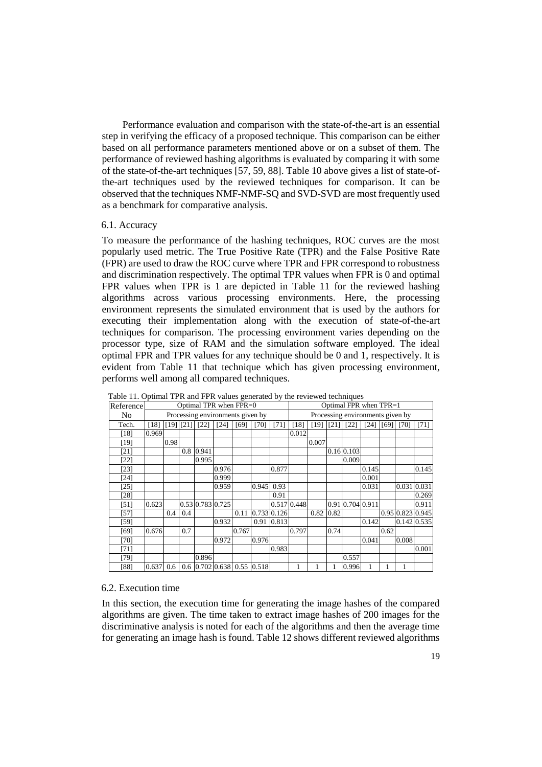Performance evaluation and comparison with the state-of-the-art is an essential step in verifying the efficacy of a proposed technique. This comparison can be either based on all performance parameters mentioned above or on a subset of them. The performance of reviewed hashing algorithms is evaluated by comparing it with some of the state-of-the-art techniques [57, 59, 88]. Table 10 above gives a list of state-of-the-art techniques used by the reviewed techniques for comparison. It can be observed that the techniques NMF-NMF-SQ and SVD-SVD are most frequently used as a benchmark for comparative analysis.

## 6.1. Accuracy

To measure the performance of the hashing techniques, ROC curves are the most popularly used metric. The True Positive Rate (TPR) and the False Positive Rate (FPR) are used to draw the ROC curve where TPR and FPR correspond to robustness and discrimination respectively. The optimal TPR values when FPR is 0 and optimal FPR values when TPR is 1 are depicted in Table 11 for the reviewed hashing algorithms across various processing environments. Here, the processing environment represents the simulated environment that is used by the authors for executing their implementation along with the execution of state-of-the-art techniques for comparison. The processing environment varies depending on the processor type, size of RAM and the simulation software employed. The ideal optimal FPR and TPR values for any technique should be 0 and 1, respectively. It is evident from Table 11 that technique which has given processing environment, performs well among all compared techniques.

Table 11. Optimal TPR and FPR values generated by the reviewed techniques

| Reference No | Optimal TPR when FPR=0 | | | | | | | | Optimal FPR when TPR=1 | | | | | | | |
|---|---|---|---|---|---|---|---|---|---|---|---|---|---|---|---|---|
| | Processing environments given by | | | | | | | | Processing environments given by | | | | | | | |
| Tech. | [18] | [19] | [21] | [22] | [24] | [69] | [70] | [71] | [18] | [19] | [21] | [22] | [24] | [69] | [70] | [71] |
| [18] | 0.969 | | | | | | | | 0.012 | | | | | | | |
| [19] | | 0.98 | | | | | | | | 0.007 | | | | | | |
| [21] | | | 0.8 | 0.941 | | | | | | | 0.16 | 0.103 | | | | |
| [22] | | | | 0.995 | | | | | | | | 0.009 | | | | |
| [23] | | | | | 0.976 | | | 0.877 | | | | | 0.145 | | | 0.145 |
| [24] | | | | | 0.999 | | | | | | | | 0.001 | | | |
| [25] | | | | | 0.959 | | 0.945 | 0.93 | | | | | 0.031 | | 0.031 | 0.031 |
| [28] | | | | | | | | 0.91 | | | | | | | | 0.269 |
| [51] | 0.623 | | 0.53 | 0.783 | 0.725 | | | 0.517 | 0.448 | | 0.91 | 0.704 | 0.911 | | | 0.911 |
| [57] | | 0.4 | 0.4 | | | 0.11 | 0.733 | 0.126 | | 0.82 | 0.82 | | | 0.95 | 0.823 | 0.945 |
| [59] | | | | | 0.932 | | 0.91 | 0.813 | | | | | 0.142 | | 0.142 | 0.535 |
| [69] | 0.676 | | 0.7 | | | 0.767 | | | 0.797 | | 0.74 | | | 0.62 | | |
| [70] | | | | | 0.972 | | 0.976 | | | | | | 0.041 | | 0.008 | |
| [71] | | | | | | | | 0.983 | | | | | | | | 0.001 |
| [79] | | | | 0.896 | | | | | | | | 0.557 | | | | |
| [88] | 0.637 | 0.6 | 0.6 | 0.702 | 0.638 | 0.55 | 0.518 | | 1 | 1 | 1 | 0.996 | 1 | 1 | 1 | |

## 6.2. Execution time

In this section, the execution time for generating the image hashes of the compared algorithms are given. The time taken to extract image hashes of 200 images for the discriminative analysis is noted for each of the algorithms and then the average time for generating an image hash is found. Table 12 shows different reviewed algorithms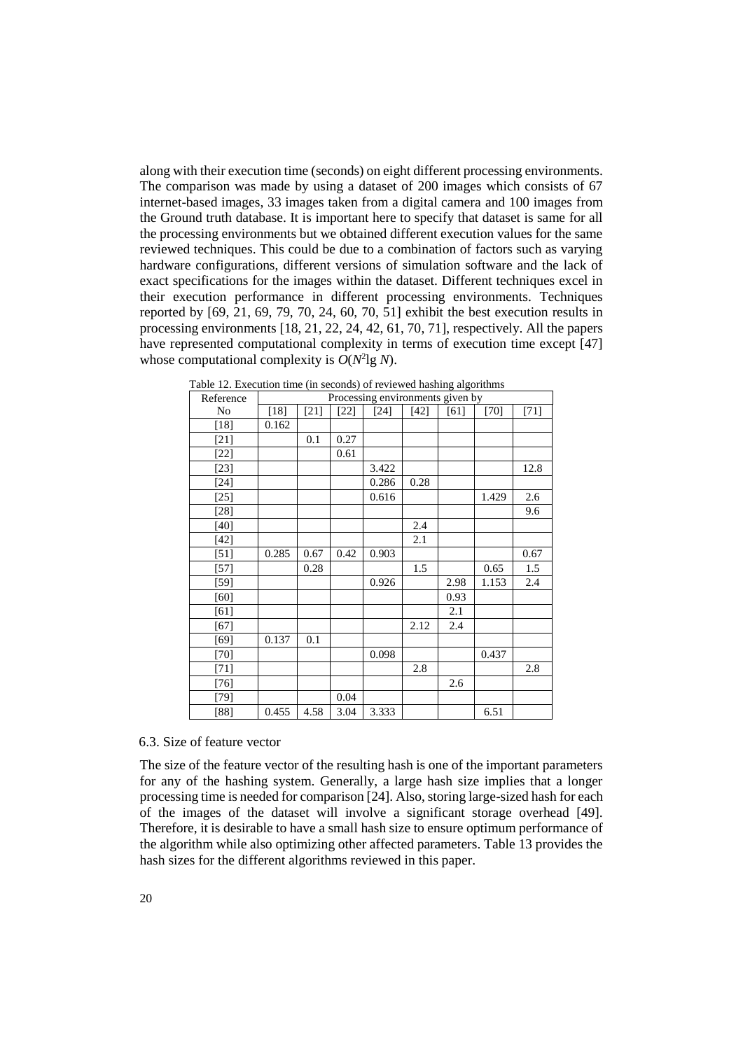along with their execution time (seconds) on eight different processing environments. The comparison was made by using a dataset of 200 images which consists of 67 internet-based images, 33 images taken from a digital camera and 100 images from the Ground truth database. It is important here to specify that dataset is same for all the processing environments but we obtained different execution values for the same reviewed techniques. This could be due to a combination of factors such as varying hardware configurations, different versions of simulation software and the lack of exact specifications for the images within the dataset. Different techniques excel in their execution performance in different processing environments. Techniques reported by [69, 21, 69, 79, 70, 24, 60, 70, 51] exhibit the best execution results in processing environments [18, 21, 22, 24, 42, 61, 70, 71], respectively. All the papers have represented computational complexity in terms of execution time except [47] whose computational complexity is $O(N^2 \lg N)$.

Table 12. Execution time (in seconds) of reviewed hashing algorithms

| Reference | Processing environments given by | | | | | | | |
|---|---|---|---|---|---|---|---|---|
| No | [18] | [21] | [22] | [24] | [42] | [61] | [70] | [71] |
| [18] | 0.162 | | | | | | | |
| [21] | | 0.1 | 0.27 | | | | | |
| [22] | | | 0.61 | | | | | |
| [23] | | | | 3.422 | | | | 12.8 |
| [24] | | | | 0.286 | 0.28 | | | |
| [25] | | | | 0.616 | | | 1.429 | 2.6 |
| [28] | | | | | | | | 9.6 |
| [40] | | | | | 2.4 | | | |
| [42] | | | | | 2.1 | | | |
| [51] | 0.285 | 0.67 | 0.42 | 0.903 | | | | 0.67 |
| [57] | | 0.28 | | | 1.5 | | 0.65 | 1.5 |
| [59] | | | | 0.926 | | 2.98 | 1.153 | 2.4 |
| [60] | | | | | | 0.93 | | |
| [61] | | | | | | 2.1 | | |
| [67] | | | | | 2.12 | 2.4 | | |
| [69] | 0.137 | 0.1 | | | | | | |
| [70] | | | | 0.098 | | | 0.437 | |
| [71] | | | | | 2.8 | | | 2.8 |
| [76] | | | | | | 2.6 | | |
| [79] | | | 0.04 | | | | | |
| [88] | 0.455 | 4.58 | 3.04 | 3.333 | | | 6.51 | |

### 6.3. Size of feature vector

The size of the feature vector of the resulting hash is one of the important parameters for any of the hashing system. Generally, a large hash size implies that a longer processing time is needed for comparison [24]. Also, storing large-sized hash for each of the images of the dataset will involve a significant storage overhead [49]. Therefore, it is desirable to have a small hash size to ensure optimum performance of the algorithm while also optimizing other affected parameters. Table 13 provides the hash sizes for the different algorithms reviewed in this paper.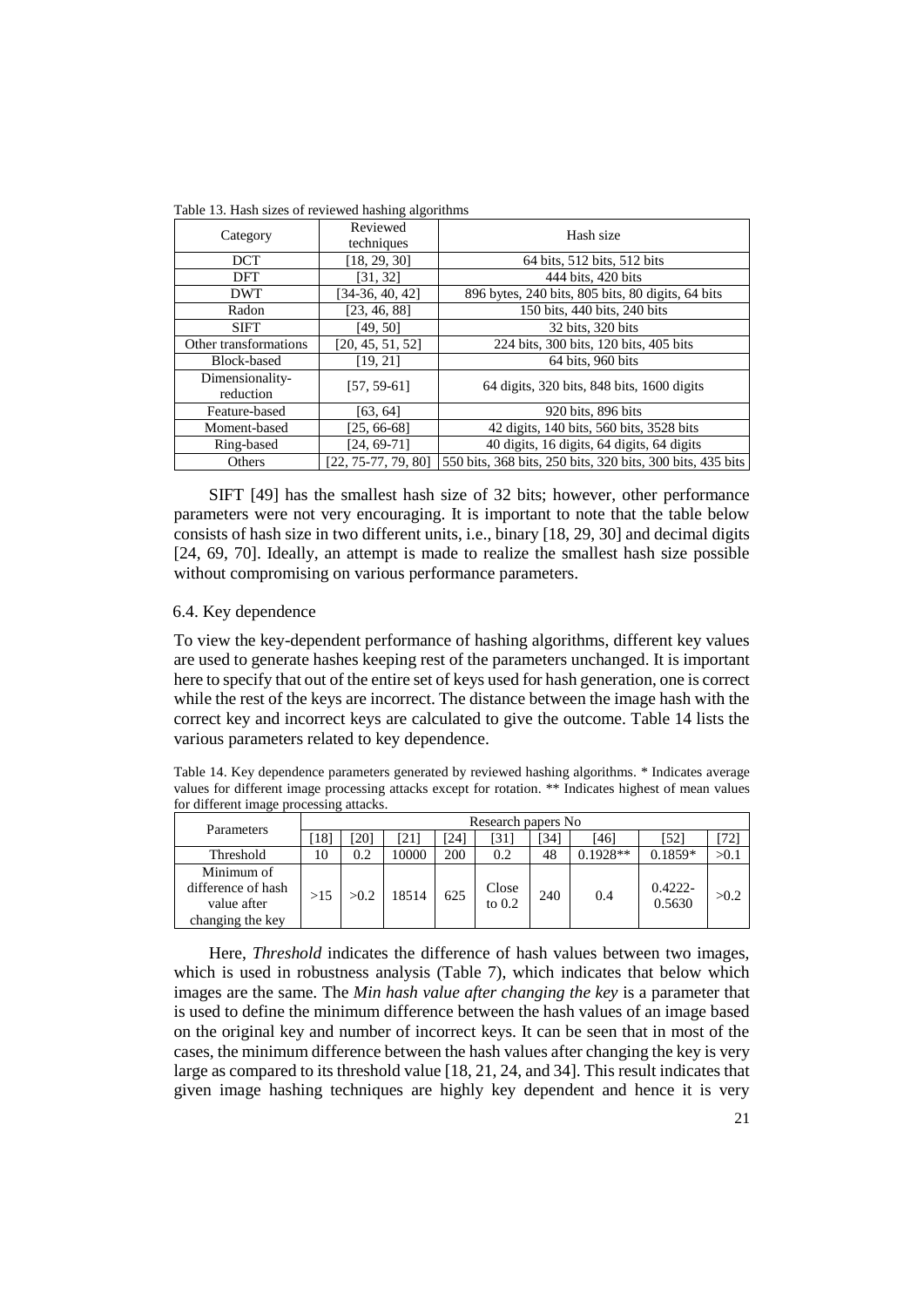Table 13. Hash sizes of reviewed hashing algorithms

| Category | Reviewed techniques | Hash size |
|---|---|---|
| DCT | [18, 29, 30] | 64 bits, 512 bits, 512 bits |
| DFT | [31, 32] | 444 bits, 420 bits |
| DWT | [34-36, 40, 42] | 896 bytes, 240 bits, 805 bits, 80 digits, 64 bits |
| Radon | [23, 46, 88] | 150 bits, 440 bits, 240 bits |
| SIFT | [49, 50] | 32 bits, 320 bits |
| Other transformations | [20, 45, 51, 52] | 224 bits, 300 bits, 120 bits, 405 bits |
| Block-based | [19, 21] | 64 bits, 960 bits |
| Dimensionality-reduction | [57, 59-61] | 64 digits, 320 bits, 848 bits, 1600 digits |
| Feature-based | [63, 64] | 920 bits, 896 bits |
| Moment-based | [25, 66-68] | 42 digits, 140 bits, 560 bits, 3528 bits |
| Ring-based | [24, 69-71] | 40 digits, 16 digits, 64 digits, 64 digits |
| Others | [22, 75-77, 79, 80] | 550 bits, 368 bits, 250 bits, 320 bits, 300 bits, 435 bits |

SIFT [49] has the smallest hash size of 32 bits; however, other performance parameters were not very encouraging. It is important to note that the table below consists of hash size in two different units, i.e., binary [18, 29, 30] and decimal digits [24, 69, 70]. Ideally, an attempt is made to realize the smallest hash size possible without compromising on various performance parameters.

### 6.4. Key dependence

To view the key-dependent performance of hashing algorithms, different key values are used to generate hashes keeping rest of the parameters unchanged. It is important here to specify that out of the entire set of keys used for hash generation, one is correct while the rest of the keys are incorrect. The distance between the image hash with the correct key and incorrect keys are calculated to give the outcome. Table 14 lists the various parameters related to key dependence.

Table 14. Key dependence parameters generated by reviewed hashing algorithms. * Indicates average values for different image processing attacks except for rotation. ** Indicates highest of mean values for different image processing attacks.

| Parameters | Research papers No | | | | | | | | |
|---|---|---|---|---|---|---|---|---|---|
| | [18] | [20] | [21] | [24] | [31] | [34] | [46] | [52] | [72] |
| Threshold | 10 | 0.2 | 10000 | 200 | 0.2 | 48 | 0.1928** | 0.1859* | >0.1 |
| Minimum of difference of hash value after changing the key | >15 | >0.2 | 18514 | 625 | Close to 0.2 | 240 | 0.4 | 0.4222-0.5630 | >0.2 |

Here, *Threshold* indicates the difference of hash values between two images, which is used in robustness analysis (Table 7), which indicates that below which images are the same. The *Min hash value after changing the key* is a parameter that is used to define the minimum difference between the hash values of an image based on the original key and number of incorrect keys. It can be seen that in most of the cases, the minimum difference between the hash values after changing the key is very large as compared to its threshold value [18, 21, 24, and 34]. This result indicates that given image hashing techniques are highly key dependent and hence it is very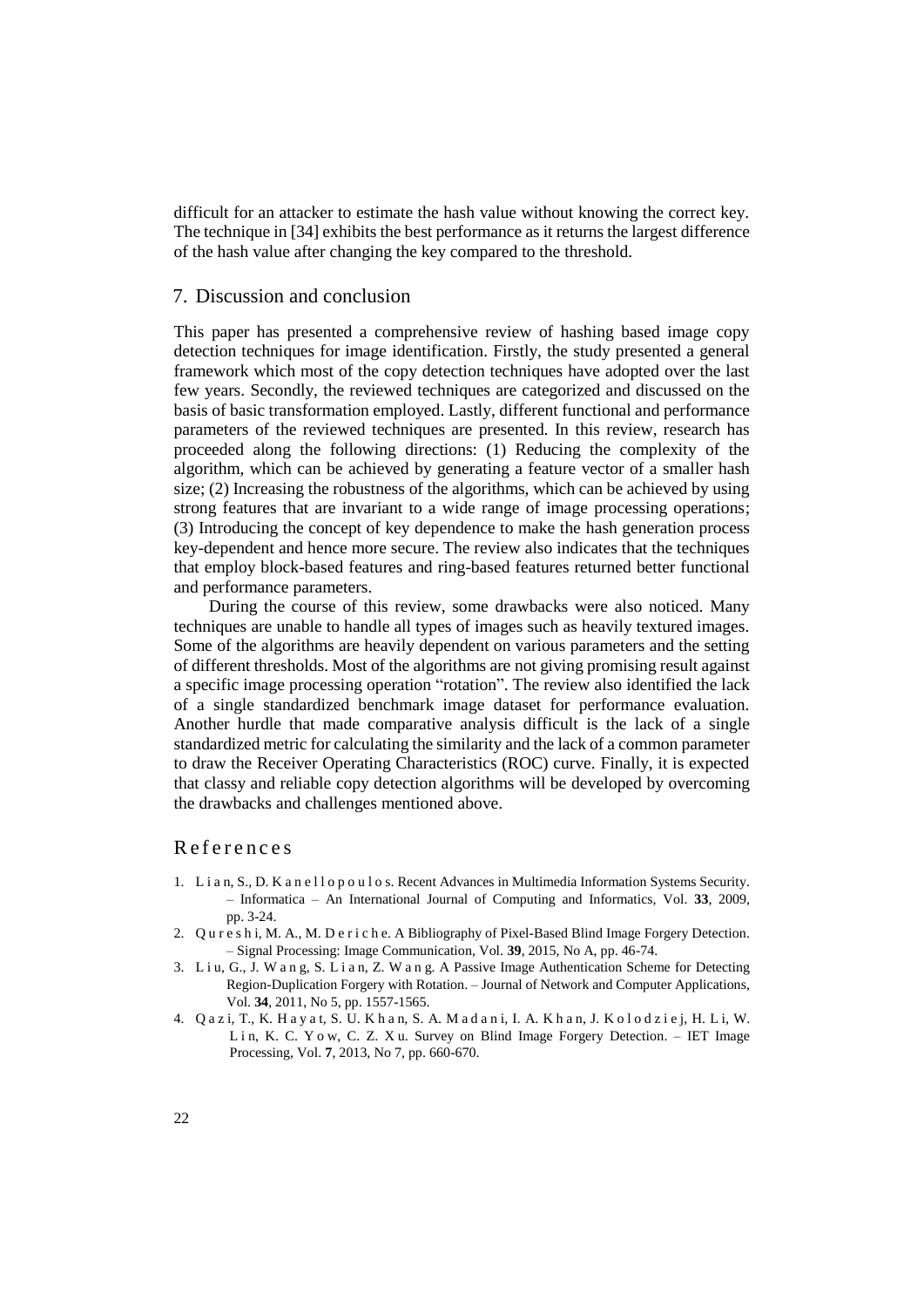difficult for an attacker to estimate the hash value without knowing the correct key. The technique in [34] exhibits the best performance as it returns the largest difference of the hash value after changing the key compared to the threshold.

## 7. Discussion and conclusion

This paper has presented a comprehensive review of hashing based image copy detection techniques for image identification. Firstly, the study presented a general framework which most of the copy detection techniques have adopted over the last few years. Secondly, the reviewed techniques are categorized and discussed on the basis of basic transformation employed. Lastly, different functional and performance parameters of the reviewed techniques are presented. In this review, research has proceeded along the following directions: (1) Reducing the complexity of the algorithm, which can be achieved by generating a feature vector of a smaller hash size; (2) Increasing the robustness of the algorithms, which can be achieved by using strong features that are invariant to a wide range of image processing operations; (3) Introducing the concept of key dependence to make the hash generation process key-dependent and hence more secure. The review also indicates that the techniques that employ block-based features and ring-based features returned better functional and performance parameters.

During the course of this review, some drawbacks were also noticed. Many techniques are unable to handle all types of images such as heavily textured images. Some of the algorithms are heavily dependent on various parameters and the setting of different thresholds. Most of the algorithms are not giving promising result against a specific image processing operation "rotation". The review also identified the lack of a single standardized benchmark image dataset for performance evaluation. Another hurdle that made comparative analysis difficult is the lack of a single standardized metric for calculating the similarity and the lack of a common parameter to draw the Receiver Operating Characteristics (ROC) curve. Finally, it is expected that classy and reliable copy detection algorithms will be developed by overcoming the drawbacks and challenges mentioned above.

## References

1. Lian, S., D. Kanellopoulos. Recent Advances in Multimedia Information Systems Security. – Informatica – An International Journal of Computing and Informatics, Vol. **33**, 2009, pp. 3-24.
2. Qureshi, M. A., M. Deriche. A Bibliography of Pixel-Based Blind Image Forgery Detection. – Signal Processing: Image Communication, Vol. **39**, 2015, No A, pp. 46-74.
3. Liu, G., J. Wang, S. Lian, Z. Wang. A Passive Image Authentication Scheme for Detecting Region-Duplication Forgery with Rotation. – Journal of Network and Computer Applications, Vol. **34**, 2011, No 5, pp. 1557-1565.
4. Qazi, T., K. Hayat, S. U. Khan, S. A. Madani, I. A. Khan, J. Kolodziej, H. Li, W. Lin, K. C. Yow, C. Z. Xu. Survey on Blind Image Forgery Detection. – IET Image Processing, Vol. **7**, 2013, No 7, pp. 660-670.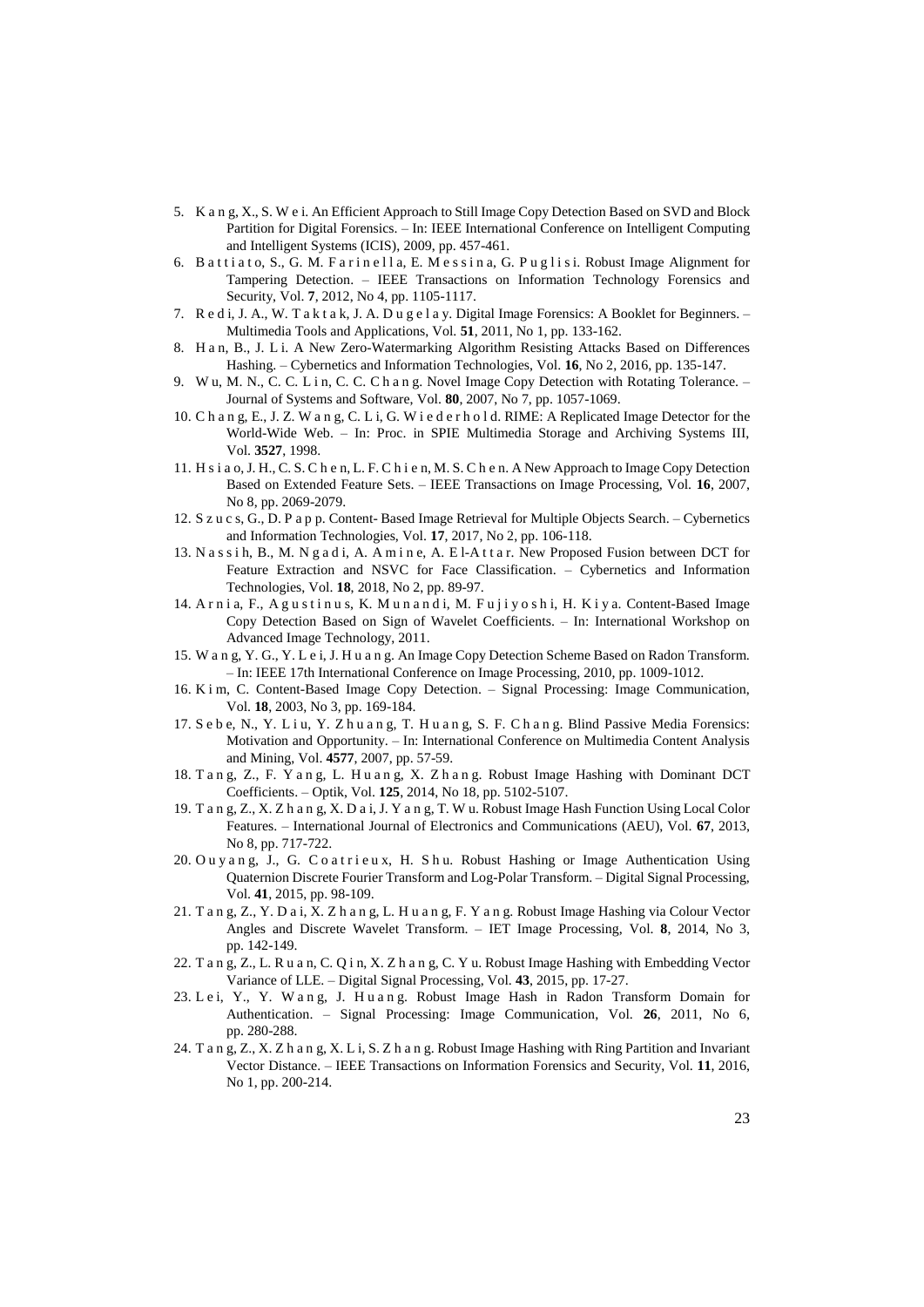5. Kang, X., S. Wei. An Efficient Approach to Still Image Copy Detection Based on SVD and Block Partition for Digital Forensics. – In: IEEE International Conference on Intelligent Computing and Intelligent Systems (ICIS), 2009, pp. 457-461.
6. Battiato, S., G. M. Farinella, E. Messina, G. Puglisi. Robust Image Alignment for Tampering Detection. – IEEE Transactions on Information Technology Forensics and Security, Vol. **7**, 2012, No 4, pp. 1105-1117.
7. Redi, J. A., W. Taktak, J. A. Dugelay. Digital Image Forensics: A Booklet for Beginners. – Multimedia Tools and Applications, Vol. **51**, 2011, No 1, pp. 133-162.
8. Han, B., J. Li. A New Zero-Watermarking Algorithm Resisting Attacks Based on Differences Hashing. – Cybernetics and Information Technologies, Vol. **16**, No 2, 2016, pp. 135-147.
9. Wu, M. N., C. C. Lin, C. C. Chang. Novel Image Copy Detection with Rotating Tolerance. – Journal of Systems and Software, Vol. **80**, 2007, No 7, pp. 1057-1069.
10. Chang, E., J. Z. Wang, C. Li, G. Wiederhold. RIME: A Replicated Image Detector for the World-Wide Web. – In: Proc. in SPIE Multimedia Storage and Archiving Systems III, Vol. **3527**, 1998.
11. Hsiao, J. H., C. S. Chen, L. F. Chien, M. S. Chen. A New Approach to Image Copy Detection Based on Extended Feature Sets. – IEEE Transactions on Image Processing, Vol. **16**, 2007, No 8, pp. 2069-2079.
12. Szucs, G., D. Papp. Content- Based Image Retrieval for Multiple Objects Search. – Cybernetics and Information Technologies, Vol. **17**, 2017, No 2, pp. 106-118.
13. Nassih, B., M. Ngadi, A. Amine, A. El-Attar. New Proposed Fusion between DCT for Feature Extraction and NSVC for Face Classification. – Cybernetics and Information Technologies, Vol. **18**, 2018, No 2, pp. 89-97.
14. Arnia, F., Agustinus, K. Munandi, M. Fujiyoshi, H. Kiya. Content-Based Image Copy Detection Based on Sign of Wavelet Coefficients. – In: International Workshop on Advanced Image Technology, 2011.
15. Wang, Y. G., Y. Lei, J. Huang. An Image Copy Detection Scheme Based on Radon Transform. – In: IEEE 17th International Conference on Image Processing, 2010, pp. 1009-1012.
16. Kim, C. Content-Based Image Copy Detection. – Signal Processing: Image Communication, Vol. **18**, 2003, No 3, pp. 169-184.
17. Sebe, N., Y. Liu, Y. Zhuang, T. Huang, S. F. Chang. Blind Passive Media Forensics: Motivation and Opportunity. – In: International Conference on Multimedia Content Analysis and Mining, Vol. **4577**, 2007, pp. 57-59.
18. Tang, Z., F. Yang, L. Huang, X. Zhang. Robust Image Hashing with Dominant DCT Coefficients. – Optik, Vol. **125**, 2014, No 18, pp. 5102-5107.
19. Tang, Z., X. Zhang, X. Dai, J. Yang, T. Wu. Robust Image Hash Function Using Local Color Features. – International Journal of Electronics and Communications (AEU), Vol. **67**, 2013, No 8, pp. 717-722.
20. Ouyang, J., G. Coatrieux, H. Shu. Robust Hashing or Image Authentication Using Quaternion Discrete Fourier Transform and Log-Polar Transform. – Digital Signal Processing, Vol. **41**, 2015, pp. 98-109.
21. Tang, Z., Y. Dai, X. Zhang, L. Huang, F. Yang. Robust Image Hashing via Colour Vector Angles and Discrete Wavelet Transform. – IET Image Processing, Vol. **8**, 2014, No 3, pp. 142-149.
22. Tang, Z., L. Ruan, C. Qin, X. Zhang, C. Yu. Robust Image Hashing with Embedding Vector Variance of LLE. – Digital Signal Processing, Vol. **43**, 2015, pp. 17-27.
23. Lei, Y., Y. Wang, J. Huang. Robust Image Hash in Radon Transform Domain for Authentication. – Signal Processing: Image Communication, Vol. **26**, 2011, No 6, pp. 280-288.
24. Tang, Z., X. Zhang, X. Li, S. Zhang. Robust Image Hashing with Ring Partition and Invariant Vector Distance. – IEEE Transactions on Information Forensics and Security, Vol. **11**, 2016, No 1, pp. 200-214.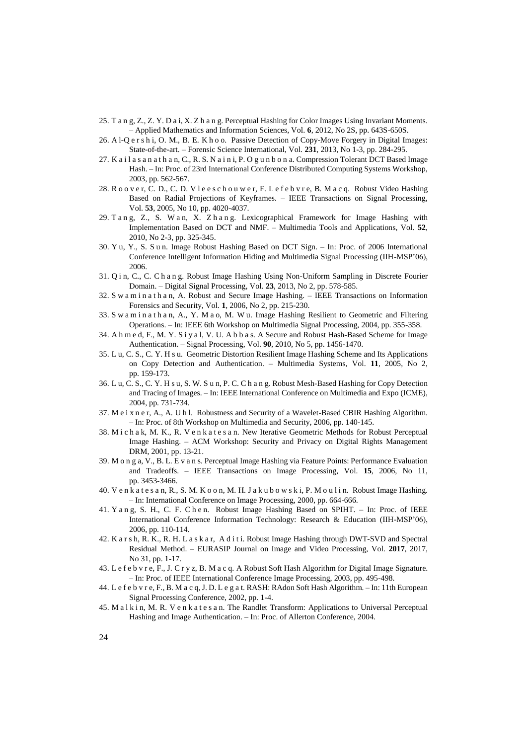25. Tang, Z., Z. Y. Dai, X. Zhang. Perceptual Hashing for Color Images Using Invariant Moments. – Applied Mathematics and Information Sciences, Vol. **6**, 2012, No 2S, pp. 643S-650S.
26. Al-Qershi, O. M., B. E. Khoo. Passive Detection of Copy-Move Forgery in Digital Images: State-of-the-art. – Forensic Science International, Vol. **231**, 2013, No 1-3, pp. 284-295.
27. Kailasanathan, C., R. S. Naini, P. Ogunbona. Compression Tolerant DCT Based Image Hash. – In: Proc. of 23rd International Conference Distributed Computing Systems Workshop, 2003, pp. 562-567.
28. Roover, C. D., C. D. Vleeschouwer, F. Lefebvre, B. Macq. Robust Video Hashing Based on Radial Projections of Keyframes. – IEEE Transactions on Signal Processing, Vol. **53**, 2005, No 10, pp. 4020-4037.
29. Tang, Z., S. Wan, X. Zhang. Lexicographical Framework for Image Hashing with Implementation Based on DCT and NMF. – Multimedia Tools and Applications, Vol. **52**, 2010, No 2-3, pp. 325-345.
30. Yu, Y., S. Sun. Image Robust Hashing Based on DCT Sign. – In: Proc. of 2006 International Conference Intelligent Information Hiding and Multimedia Signal Processing (IIH-MSP'06), 2006.
31. Qin, C., C. Chang. Robust Image Hashing Using Non-Uniform Sampling in Discrete Fourier Domain. – Digital Signal Processing, Vol. **23**, 2013, No 2, pp. 578-585.
32. Swaminathan, A. Robust and Secure Image Hashing. – IEEE Transactions on Information Forensics and Security, Vol. **1**, 2006, No 2, pp. 215-230.
33. Swaminathan, A., Y. Mao, M. Wu. Image Hashing Resilient to Geometric and Filtering Operations. – In: IEEE 6th Workshop on Multimedia Signal Processing, 2004, pp. 355-358.
34. Ahmed, F., M. Y. Siyal, V. U. Abbas. A Secure and Robust Hash-Based Scheme for Image Authentication. – Signal Processing, Vol. **90**, 2010, No 5, pp. 1456-1470.
35. Lu, C. S., C. Y. Hsu. Geometric Distortion Resilient Image Hashing Scheme and Its Applications on Copy Detection and Authentication. – Multimedia Systems, Vol. **11**, 2005, No 2, pp. 159-173.
36. Lu, C. S., C. Y. Hsu, S. W. Sun, P. C. Chang. Robust Mesh-Based Hashing for Copy Detection and Tracing of Images. – In: IEEE International Conference on Multimedia and Expo (ICME), 2004, pp. 731-734.
37. Meixner, A., A. Uhl. Robustness and Security of a Wavelet-Based CBIR Hashing Algorithm. – In: Proc. of 8th Workshop on Multimedia and Security, 2006, pp. 140-145.
38. Michak, M. K., R. Venkatesan. New Iterative Geometric Methods for Robust Perceptual Image Hashing. – ACM Workshop: Security and Privacy on Digital Rights Management DRM, 2001, pp. 13-21.
39. Monga, V., B. L. Evans. Perceptual Image Hashing via Feature Points: Performance Evaluation and Tradeoffs. – IEEE Transactions on Image Processing, Vol. **15**, 2006, No 11, pp. 3453-3466.
40. Venkatesan, R., S. M. Koon, M. H. Jakubowski, P. Moulin. Robust Image Hashing. – In: International Conference on Image Processing, 2000, pp. 664-666.
41. Yang, S. H., C. F. Chen. Robust Image Hashing Based on SPIHT. – In: Proc. of IEEE International Conference Information Technology: Research & Education (IIH-MSP'06), 2006, pp. 110-114.
42. Karsh, R. K., R. H. Laskar, Aditi. Robust Image Hashing through DWT-SVD and Spectral Residual Method. – EURASIP Journal on Image and Video Processing, Vol. **2017**, 2017, No 31, pp. 1-17.
43. Lefebvre, F., J. Cryz, B. Macq. A Robust Soft Hash Algorithm for Digital Image Signature. – In: Proc. of IEEE International Conference Image Processing, 2003, pp. 495-498.
44. Lefebvre, F., B. Macq, J. D. Legat. RASH: RAdon Soft Hash Algorithm. – In: 11th European Signal Processing Conference, 2002, pp. 1-4.
45. Malkin, M. R. Venkatesan. The Randlet Transform: Applications to Universal Perceptual Hashing and Image Authentication. – In: Proc. of Allerton Conference, 2004.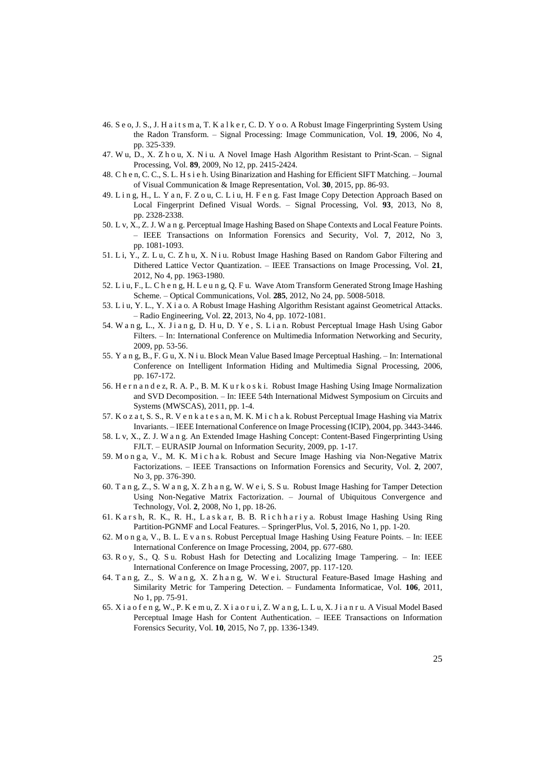46. S e o, J. S., J. H a i t s m a, T. K a l k e r, C. D. Y o o. A Robust Image Fingerprinting System Using the Radon Transform. – Signal Processing: Image Communication, Vol. **19**, 2006, No 4, pp. 325-339.
47. W u, D., X. Z h o u, X. N i u. A Novel Image Hash Algorithm Resistant to Print-Scan. – Signal Processing, Vol. **89**, 2009, No 12, pp. 2415-2424.
48. C h e n, C. C., S. L. H s i e h. Using Binarization and Hashing for Efficient SIFT Matching. – Journal of Visual Communication & Image Representation, Vol. **30**, 2015, pp. 86-93.
49. L i n g, H., L. Y a n, F. Z o u, C. L i u, H. F e n g. Fast Image Copy Detection Approach Based on Local Fingerprint Defined Visual Words. – Signal Processing, Vol. **93**, 2013, No 8, pp. 2328-2338.
50. L v, X., Z. J. W a n g. Perceptual Image Hashing Based on Shape Contexts and Local Feature Points. – IEEE Transactions on Information Forensics and Security, Vol. **7**, 2012, No 3, pp. 1081-1093.
51. L i, Y., Z. L u, C. Z h u, X. N i u. Robust Image Hashing Based on Random Gabor Filtering and Dithered Lattice Vector Quantization. – IEEE Transactions on Image Processing, Vol. **21**, 2012, No 4, pp. 1963-1980.
52. L i u, F., L. C h e n g, H. L e u n g, Q. F u. Wave Atom Transform Generated Strong Image Hashing Scheme. – Optical Communications, Vol. **285**, 2012, No 24, pp. 5008-5018.
53. L i u, Y. L., Y. X i a o. A Robust Image Hashing Algorithm Resistant against Geometrical Attacks. – Radio Engineering, Vol. **22**, 2013, No 4, pp. 1072-1081.
54. W a n g, L., X. J i a n g, D. H u, D. Y e , S. L i a n. Robust Perceptual Image Hash Using Gabor Filters. – In: International Conference on Multimedia Information Networking and Security, 2009, pp. 53-56.
55. Y a n g, B., F. G u, X. N i u. Block Mean Value Based Image Perceptual Hashing. – In: International Conference on Intelligent Information Hiding and Multimedia Signal Processing, 2006, pp. 167-172.
56. H e r n a n d e z, R. A. P., B. M. K u r k o s k i. Robust Image Hashing Using Image Normalization and SVD Decomposition. – In: IEEE 54th International Midwest Symposium on Circuits and Systems (MWSCAS), 2011, pp. 1-4.
57. K o z a t, S. S., R. V e n k a t e s a n, M. K. M i c h a k. Robust Perceptual Image Hashing via Matrix Invariants. – IEEE International Conference on Image Processing (ICIP), 2004, pp. 3443-3446.
58. L v, X., Z. J. W a n g. An Extended Image Hashing Concept: Content-Based Fingerprinting Using FJLT. – EURASIP Journal on Information Security, 2009, pp. 1-17.
59. M o n g a, V., M. K. M i c h a k. Robust and Secure Image Hashing via Non-Negative Matrix Factorizations. – IEEE Transactions on Information Forensics and Security, Vol. **2**, 2007, No 3, pp. 376-390.
60. T a n g, Z., S. W a n g, X. Z h a n g, W. W e i, S. S u. Robust Image Hashing for Tamper Detection Using Non-Negative Matrix Factorization. – Journal of Ubiquitous Convergence and Technology, Vol. **2**, 2008, No 1, pp. 18-26.
61. K a r s h, R. K., R. H., L a s k a r, B. B. R i c h h a r i y a. Robust Image Hashing Using Ring Partition-PGNMF and Local Features. – SpringerPlus, Vol. **5**, 2016, No 1, pp. 1-20.
62. M o n g a, V., B. L. E v a n s. Robust Perceptual Image Hashing Using Feature Points. – In: IEEE International Conference on Image Processing, 2004, pp. 677-680.
63. R o y, S., Q. S u. Robust Hash for Detecting and Localizing Image Tampering. – In: IEEE International Conference on Image Processing, 2007, pp. 117-120.
64. T a n g, Z., S. W a n g, X. Z h a n g, W. W e i. Structural Feature-Based Image Hashing and Similarity Metric for Tampering Detection. – Fundamenta Informaticae, Vol. **106**, 2011, No 1, pp. 75-91.
65. X i a o f e n g, W., P. K e m u, Z. X i a o r u i, Z. W a n g, L. L u, X. J i a n r u. A Visual Model Based Perceptual Image Hash for Content Authentication. – IEEE Transactions on Information Forensics Security, Vol. **10**, 2015, No 7, pp. 1336-1349.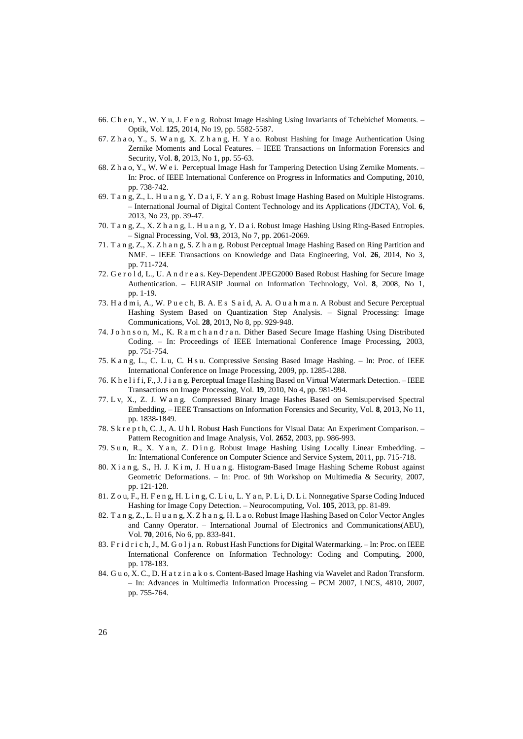66. Chen, Y., W. Yu, J. Feng. Robust Image Hashing Using Invariants of Tchebichef Moments. – Optik, Vol. **125**, 2014, No 19, pp. 5582-5587.
67. Zhao, Y., S. Wang, X. Zhang, H. Yao. Robust Hashing for Image Authentication Using Zernike Moments and Local Features. – IEEE Transactions on Information Forensics and Security, Vol. **8**, 2013, No 1, pp. 55-63.
68. Zhao, Y., W. Wei. Perceptual Image Hash for Tampering Detection Using Zernike Moments. – In: Proc. of IEEE International Conference on Progress in Informatics and Computing, 2010, pp. 738-742.
69. Tang, Z., L. Huang, Y. Dai, F. Yang. Robust Image Hashing Based on Multiple Histograms. – International Journal of Digital Content Technology and its Applications (JDCTA), Vol. **6**, 2013, No 23, pp. 39-47.
70. Tang, Z., X. Zhang, L. Huang, Y. Dai. Robust Image Hashing Using Ring-Based Entropies. – Signal Processing, Vol. **93**, 2013, No 7, pp. 2061-2069.
71. Tang, Z., X. Zhang, S. Zhang. Robust Perceptual Image Hashing Based on Ring Partition and NMF. – IEEE Transactions on Knowledge and Data Engineering, Vol. **26**, 2014, No 3, pp. 711-724.
72. Gerold, L., U. Andreas. Key-Dependent JPEG2000 Based Robust Hashing for Secure Image Authentication. – EURASIP Journal on Information Technology, Vol. **8**, 2008, No 1, pp. 1-19.
73. Hadmi, A., W. Puech, B. A. Es Said, A. A. Ouahman. A Robust and Secure Perceptual Hashing System Based on Quantization Step Analysis. – Signal Processing: Image Communications, Vol. **28**, 2013, No 8, pp. 929-948.
74. Johnson, M., K. Ramchandran. Dither Based Secure Image Hashing Using Distributed Coding. – In: Proceedings of IEEE International Conference Image Processing, 2003, pp. 751-754.
75. Kang, L., C. Lu, C. Hsu. Compressive Sensing Based Image Hashing. – In: Proc. of IEEE International Conference on Image Processing, 2009, pp. 1285-1288.
76. Khelifi, F., J. Jiang. Perceptual Image Hashing Based on Virtual Watermark Detection. – IEEE Transactions on Image Processing, Vol. **19**, 2010, No 4, pp. 981-994.
77. Lv, X., Z. J. Wang. Compressed Binary Image Hashes Based on Semisupervised Spectral Embedding. – IEEE Transactions on Information Forensics and Security, Vol. **8**, 2013, No 11, pp. 1838-1849.
78. Skrepth, C. J., A. Uhl. Robust Hash Functions for Visual Data: An Experiment Comparison. – Pattern Recognition and Image Analysis, Vol. **2652**, 2003, pp. 986-993.
79. Sun, R., X. Yan, Z. Ding. Robust Image Hashing Using Locally Linear Embedding. – In: International Conference on Computer Science and Service System, 2011, pp. 715-718.
80. Xiang, S., H. J. Kim, J. Huang. Histogram-Based Image Hashing Scheme Robust against Geometric Deformations. – In: Proc. of 9th Workshop on Multimedia & Security, 2007, pp. 121-128.
81. Zou, F., H. Feng, H. Ling, C. Liu, L. Yan, P. Li, D. Li. Nonnegative Sparse Coding Induced Hashing for Image Copy Detection. – Neurocomputing, Vol. **105**, 2013, pp. 81-89.
82. Tang, Z., L. Huang, X. Zhang, H. Lao. Robust Image Hashing Based on Color Vector Angles and Canny Operator. – International Journal of Electronics and Communications(AEU), Vol. **70**, 2016, No 6, pp. 833-841.
83. Fridrich, J., M. Goljan. Robust Hash Functions for Digital Watermarking. – In: Proc. on IEEE International Conference on Information Technology: Coding and Computing, 2000, pp. 178-183.
84. Guo, X. C., D. Hatzinakos. Content-Based Image Hashing via Wavelet and Radon Transform. – In: Advances in Multimedia Information Processing – PCM 2007, LNCS, 4810, 2007, pp. 755-764.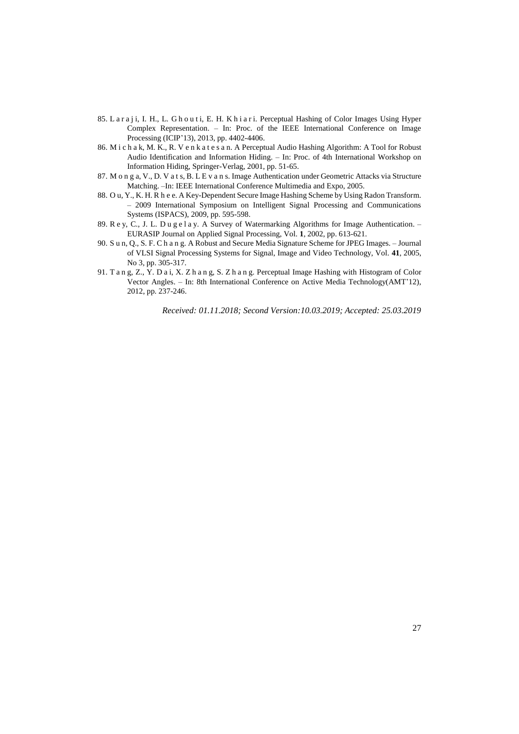85. L a r a j i, I. H., L. G h o u t i, E. H. K h i a r i. Perceptual Hashing of Color Images Using Hyper Complex Representation. – In: Proc. of the IEEE International Conference on Image Processing (ICIP'13), 2013, pp. 4402-4406.

86. M i c h a k, M. K., R. V e n k a t e s a n. A Perceptual Audio Hashing Algorithm: A Tool for Robust Audio Identification and Information Hiding. – In: Proc. of 4th International Workshop on Information Hiding, Springer-Verlag, 2001, pp. 51-65.

87. M o n g a, V., D. V a t s, B. L E v a n s. Image Authentication under Geometric Attacks via Structure Matching. –In: IEEE International Conference Multimedia and Expo, 2005.

88. O u, Y., K. H. R h e e. A Key-Dependent Secure Image Hashing Scheme by Using Radon Transform. – 2009 International Symposium on Intelligent Signal Processing and Communications Systems (ISPACS), 2009, pp. 595-598.

89. R e y, C., J. L. D u g e l a y. A Survey of Watermarking Algorithms for Image Authentication. – EURASIP Journal on Applied Signal Processing, Vol. **1**, 2002, pp. 613-621.

90. S u n, Q., S. F. C h a n g. A Robust and Secure Media Signature Scheme for JPEG Images. – Journal of VLSI Signal Processing Systems for Signal, Image and Video Technology, Vol. **41**, 2005, No 3, pp. 305-317.

91. T a n g, Z., Y. D a i, X. Z h a n g, S. Z h a n g. Perceptual Image Hashing with Histogram of Color Vector Angles. – In: 8th International Conference on Active Media Technology(AMT'12), 2012, pp. 237-246.

*Received: 01.11.2018; Second Version:10.03.2019; Accepted: 25.03.2019*